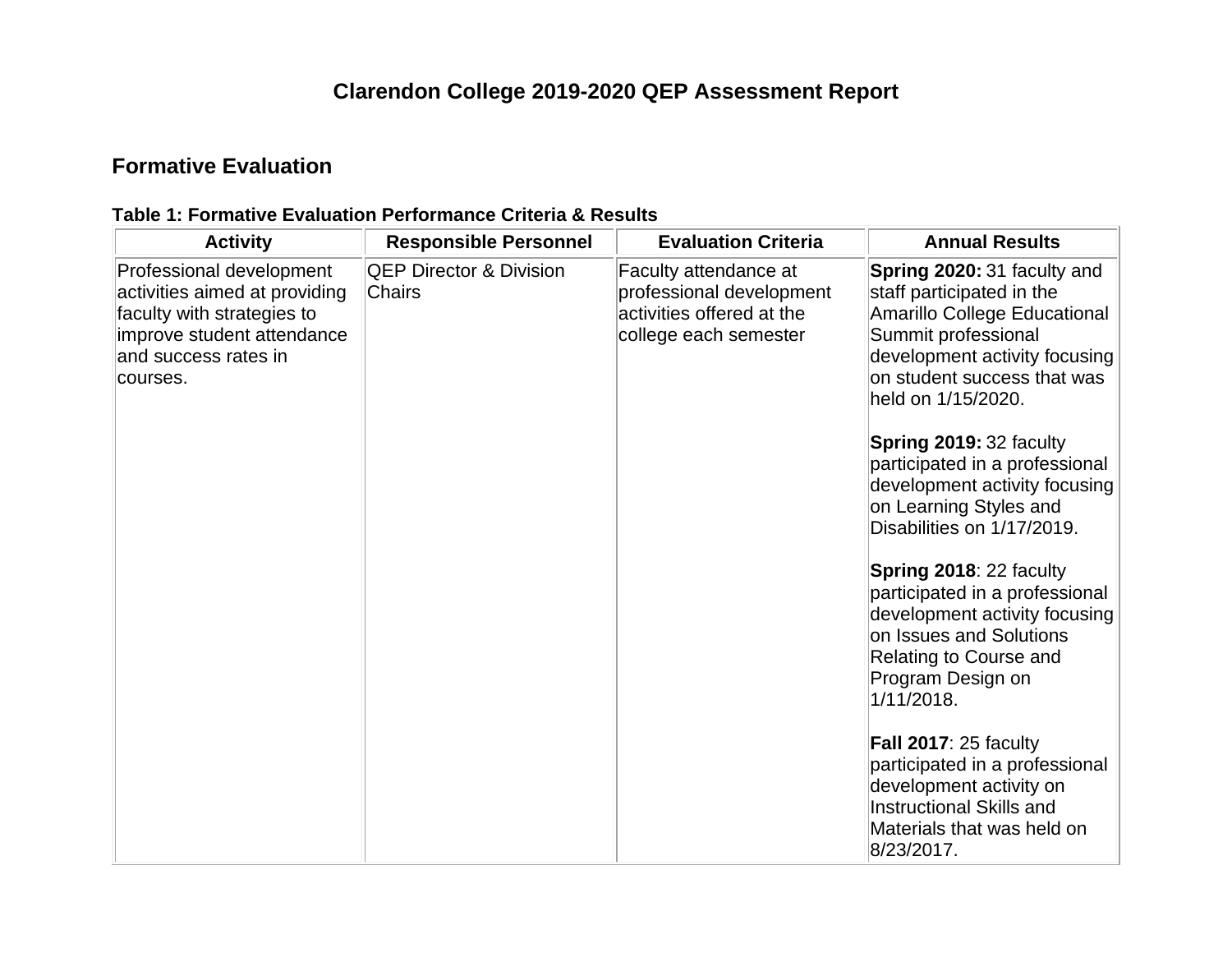# Clarendon College 2019-2020 QEP Assessment Report

## Formative Evaluation

**Table 1: Formative Evaluation Performance Criteria & Results**

| Activity | Responsible Personnel | Evaluation Criteria | Annual Results |
|---|---|---|---|
| Professional development activities aimed at providing faculty with strategies to improve student attendance and success rates in courses. | QEP Director & Division Chairs | Faculty attendance at professional development activities offered at the college each semester | **Spring 2020:** 31 faculty and staff participated in the Amarillo College Educational Summit professional development activity focusing on student success that was held on 1/15/2020.<br><br>**Spring 2019:** 32 faculty participated in a professional development activity focusing on Learning Styles and Disabilities on 1/17/2019.<br><br>**Spring 2018**: 22 faculty participated in a professional development activity focusing on Issues and Solutions Relating to Course and Program Design on 1/11/2018.<br><br>**Fall 2017**: 25 faculty participated in a professional development activity on Instructional Skills and Materials that was held on 8/23/2017. |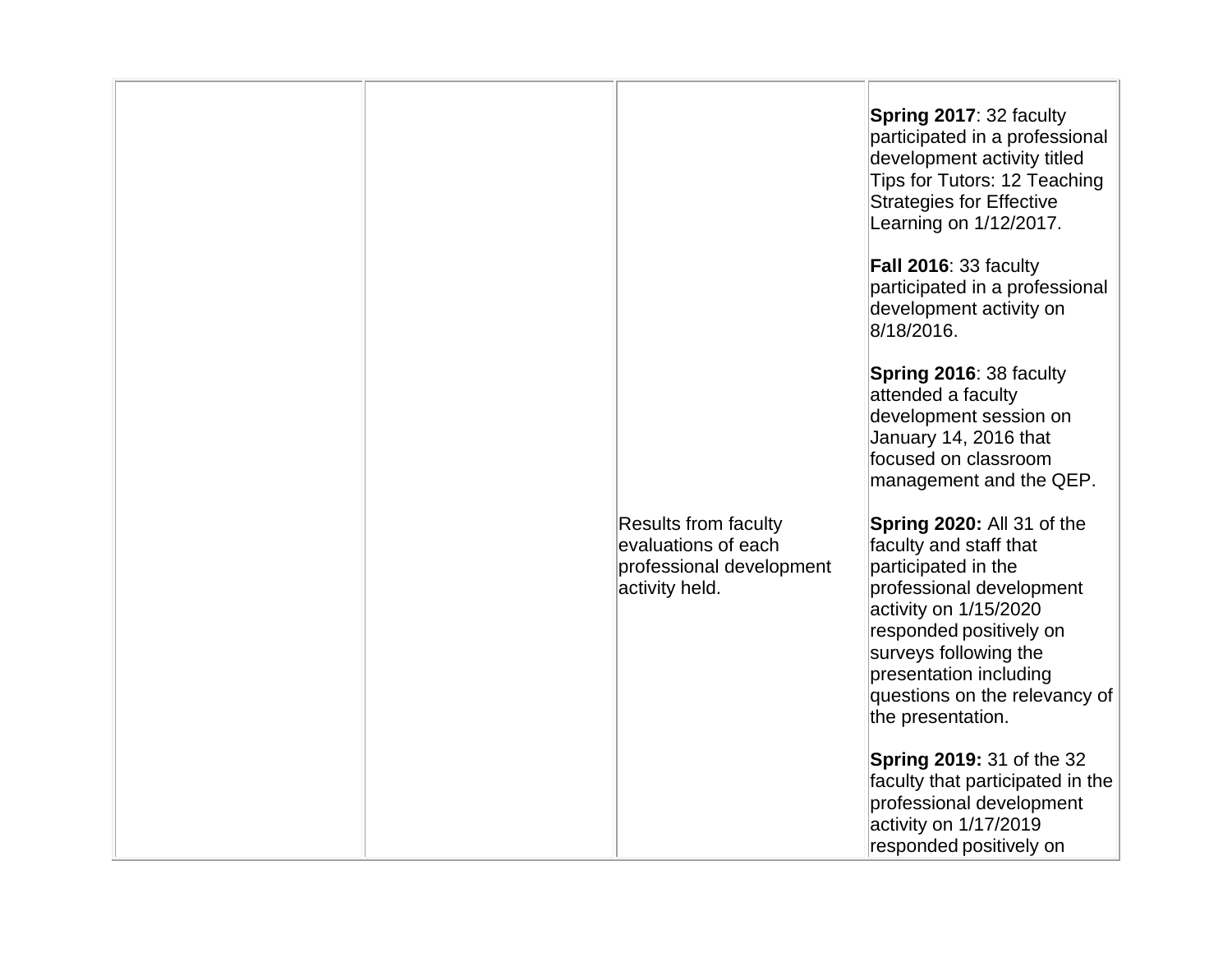| | | | |
|---|---|---|---|
| | | | **Spring 2017**: 32 faculty participated in a professional development activity titled Tips for Tutors: 12 Teaching Strategies for Effective Learning on 1/12/2017.<br><br>**Fall 2016**: 33 faculty participated in a professional development activity on 8/18/2016.<br><br>**Spring 2016**: 38 faculty attended a faculty development session on January 14, 2016 that focused on classroom management and the QEP. |
| | | Results from faculty evaluations of each professional development activity held. | **Spring 2020:** All 31 of the faculty and staff that participated in the professional development activity on 1/15/2020 responded positively on surveys following the presentation including questions on the relevancy of the presentation.<br><br>**Spring 2019:** 31 of the 32 faculty that participated in the professional development activity on 1/17/2019 responded positively on |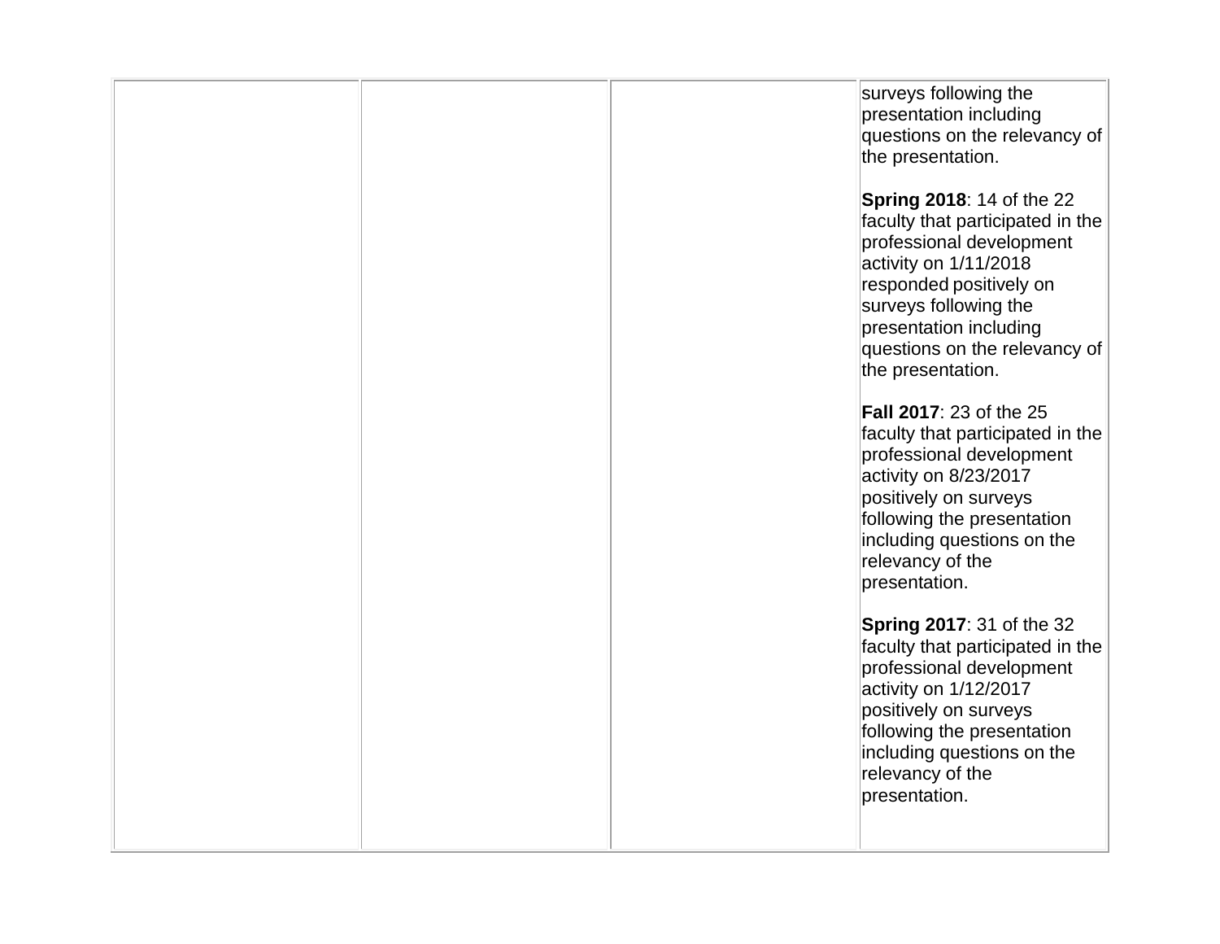| | | | |
|---|---|---|---|
| | | | surveys following the presentation including questions on the relevancy of the presentation.<br><br>**Spring 2018**: 14 of the 22 faculty that participated in the professional development activity on 1/11/2018 responded positively on surveys following the presentation including questions on the relevancy of the presentation.<br><br>**Fall 2017**: 23 of the 25 faculty that participated in the professional development activity on 8/23/2017 positively on surveys following the presentation including questions on the relevancy of the presentation.<br><br>**Spring 2017**: 31 of the 32 faculty that participated in the professional development activity on 1/12/2017 positively on surveys following the presentation including questions on the relevancy of the presentation. |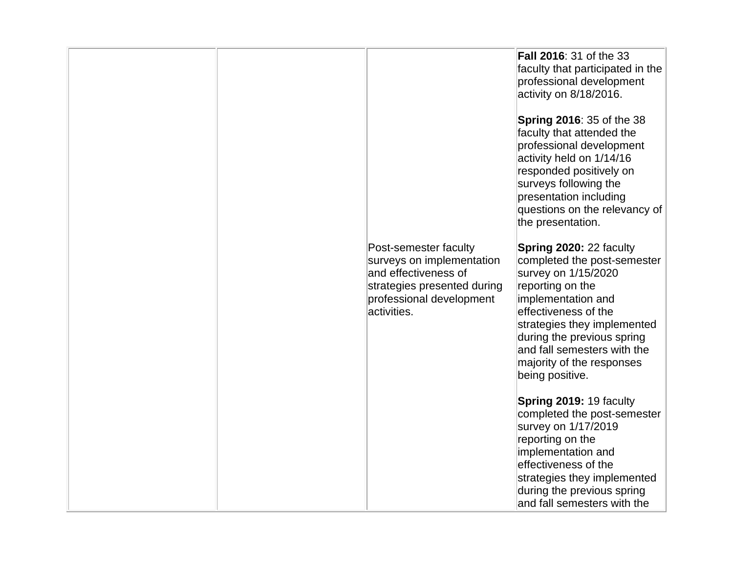| | | | |
|---|---|---|---|
| | | | **Fall 2016**: 31 of the 33 faculty that participated in the professional development activity on 8/18/2016.<br><br>**Spring 2016**: 35 of the 38 faculty that attended the professional development activity held on 1/14/16 responded positively on surveys following the presentation including questions on the relevancy of the presentation. |
| | | Post-semester faculty surveys on implementation and effectiveness of strategies presented during professional development activities. | **Spring 2020:** 22 faculty completed the post-semester survey on 1/15/2020 reporting on the implementation and effectiveness of the strategies they implemented during the previous spring and fall semesters with the majority of the responses being positive.<br><br>**Spring 2019:** 19 faculty completed the post-semester survey on 1/17/2019 reporting on the implementation and effectiveness of the strategies they implemented during the previous spring and fall semesters with the |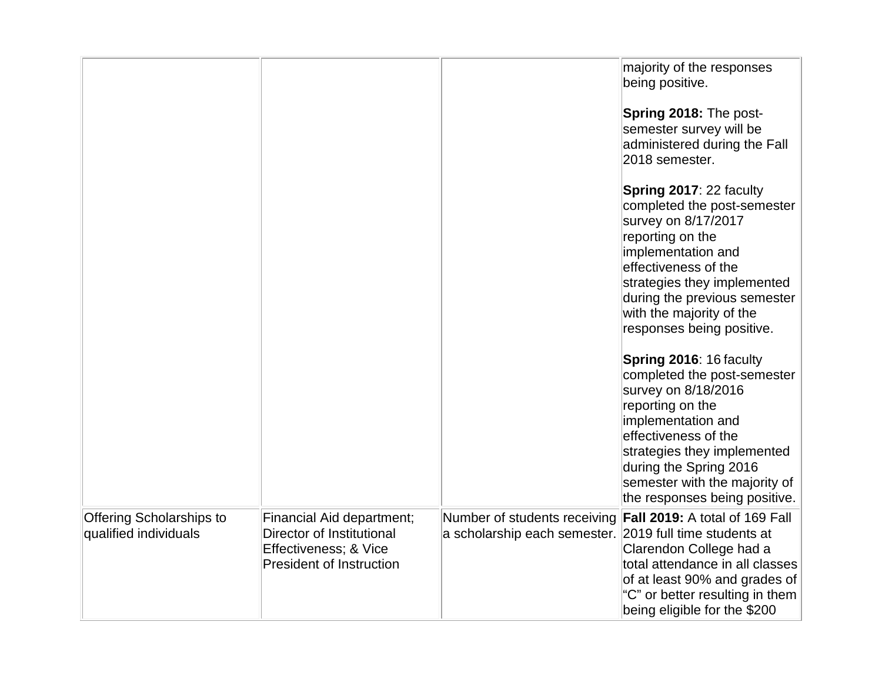| | | | |
|---|---|---|---|
| | | | majority of the responses being positive.<br><br>**Spring 2018:** The post-semester survey will be administered during the Fall 2018 semester.<br><br>**Spring 2017**: 22 faculty completed the post-semester survey on 8/17/2017 reporting on the implementation and effectiveness of the strategies they implemented during the previous semester with the majority of the responses being positive.<br><br>**Spring 2016**: 16 faculty completed the post-semester survey on 8/18/2016 reporting on the implementation and effectiveness of the strategies they implemented during the Spring 2016 semester with the majority of the responses being positive. |
| Offering Scholarships to qualified individuals | Financial Aid department; Director of Institutional Effectiveness; & Vice President of Instruction | Number of students receiving a scholarship each semester. | **Fall 2019:** A total of 169 Fall 2019 full time students at Clarendon College had a total attendance in all classes of at least 90% and grades of "C" or better resulting in them being eligible for the $200 |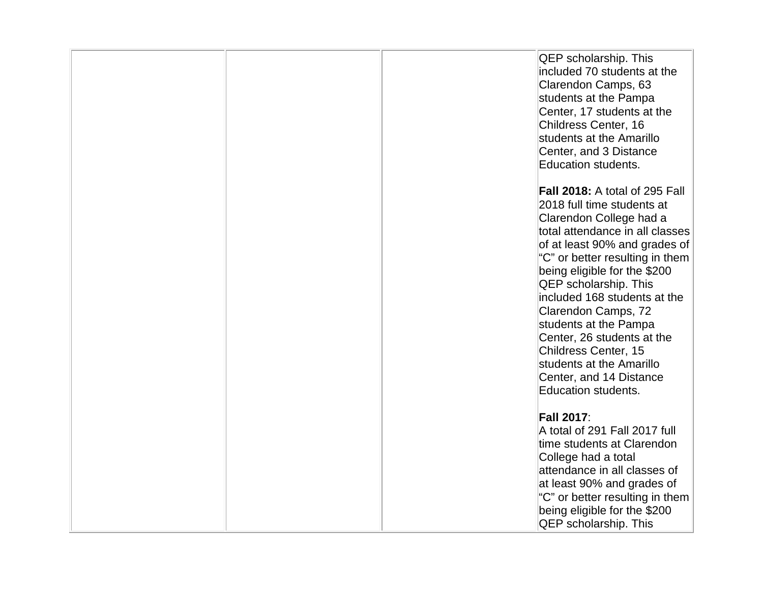|  |  |  |  |
|---|---|---|---|
|  |  |  | QEP scholarship. This included 70 students at the Clarendon Camps, 63 students at the Pampa Center, 17 students at the Childress Center, 16 students at the Amarillo Center, and 3 Distance Education students.<br><br>**Fall 2018:** A total of 295 Fall 2018 full time students at Clarendon College had a total attendance in all classes of at least 90% and grades of "C" or better resulting in them being eligible for the $200 QEP scholarship. This included 168 students at the Clarendon Camps, 72 students at the Pampa Center, 26 students at the Childress Center, 15 students at the Amarillo Center, and 14 Distance Education students.<br><br>**Fall 2017**:<br>A total of 291 Fall 2017 full time students at Clarendon College had a total attendance in all classes of at least 90% and grades of "C" or better resulting in them being eligible for the $200 QEP scholarship. This |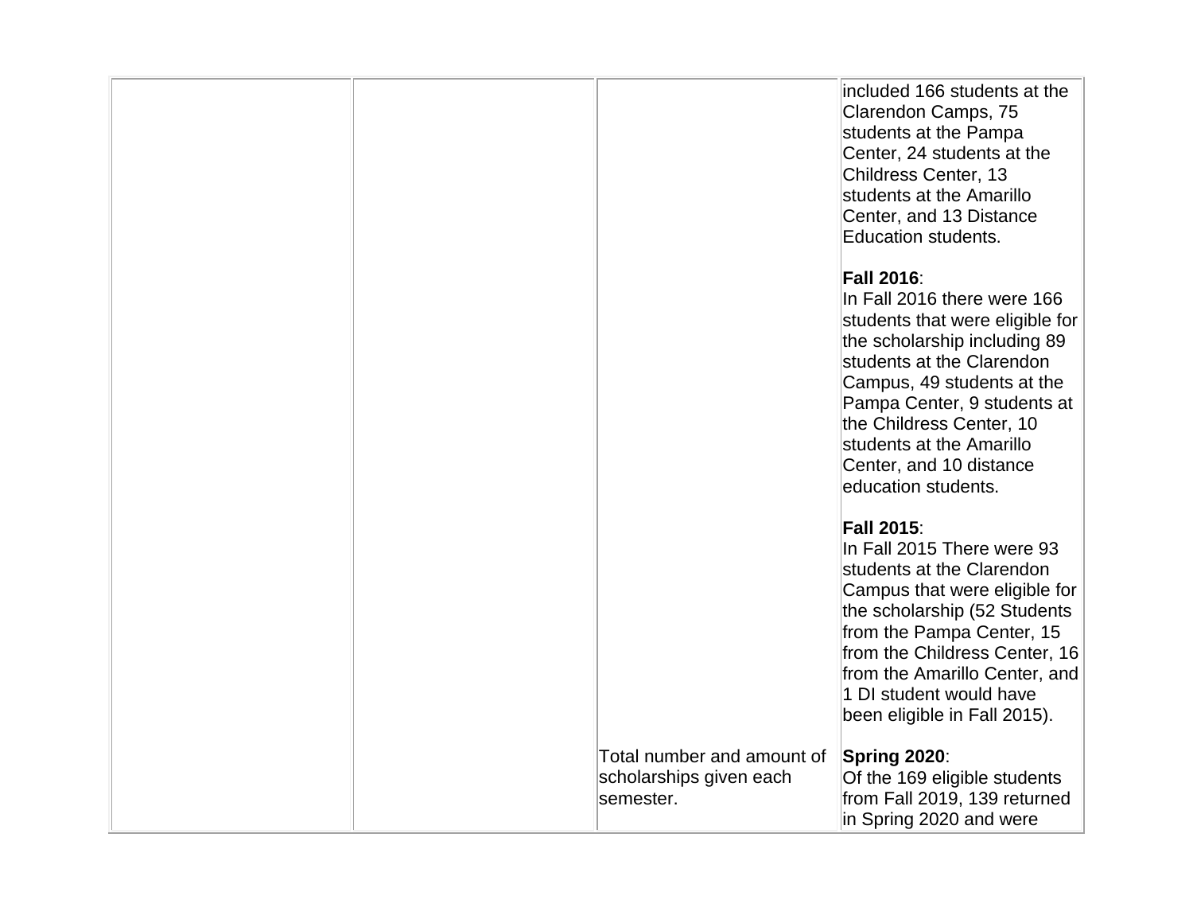| | | | |
|---|---|---|---|
| | | | included 166 students at the Clarendon Camps, 75 students at the Pampa Center, 24 students at the Childress Center, 13 students at the Amarillo Center, and 13 Distance Education students.<br><br>**Fall 2016**:<br>In Fall 2016 there were 166 students that were eligible for the scholarship including 89 students at the Clarendon Campus, 49 students at the Pampa Center, 9 students at the Childress Center, 10 students at the Amarillo Center, and 10 distance education students.<br><br>**Fall 2015**:<br>In Fall 2015 There were 93 students at the Clarendon Campus that were eligible for the scholarship (52 Students from the Pampa Center, 15 from the Childress Center, 16 from the Amarillo Center, and 1 DI student would have been eligible in Fall 2015). |
| | | Total number and amount of scholarships given each semester. | **Spring 2020**:<br>Of the 169 eligible students from Fall 2019, 139 returned in Spring 2020 and were |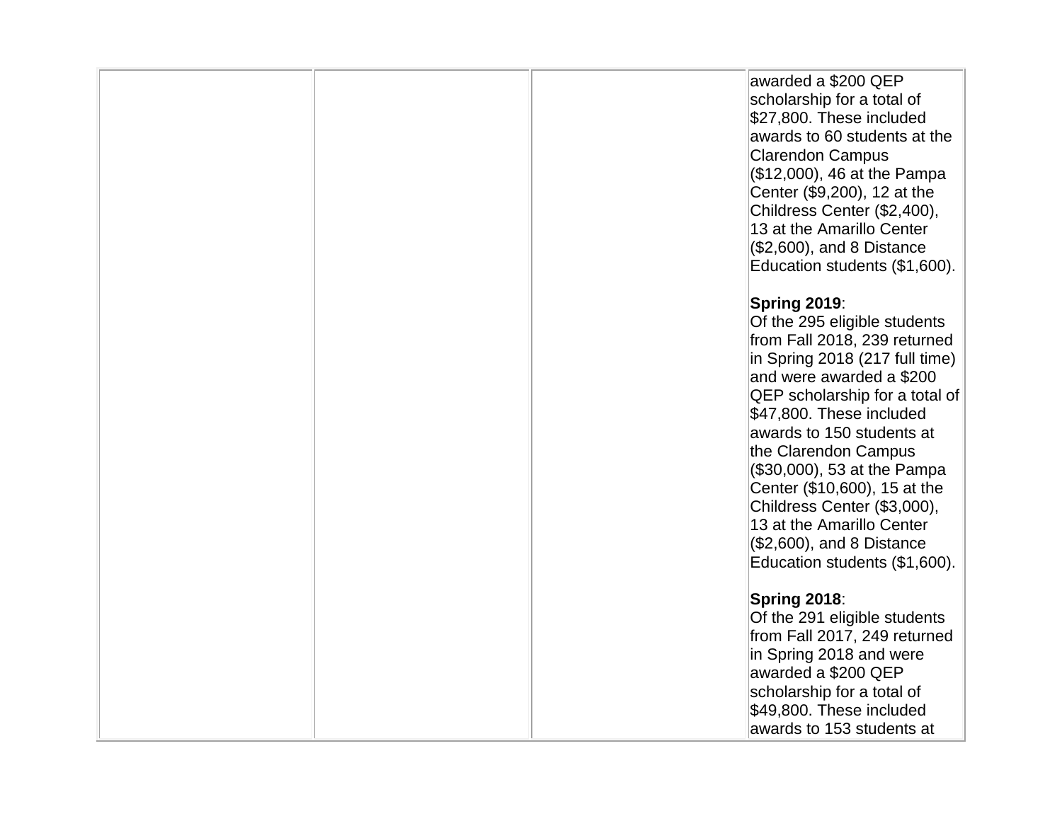| | | | |
|---|---|---|---|
| | | | awarded a $200 QEP scholarship for a total of $27,800. These included awards to 60 students at the Clarendon Campus ($12,000), 46 at the Pampa Center ($9,200), 12 at the Childress Center ($2,400), 13 at the Amarillo Center ($2,600), and 8 Distance Education students ($1,600).<br><br>**Spring 2019**:<br>Of the 295 eligible students from Fall 2018, 239 returned in Spring 2018 (217 full time) and were awarded a $200 QEP scholarship for a total of $47,800. These included awards to 150 students at the Clarendon Campus ($30,000), 53 at the Pampa Center ($10,600), 15 at the Childress Center ($3,000), 13 at the Amarillo Center ($2,600), and 8 Distance Education students ($1,600).<br><br>**Spring 2018**:<br>Of the 291 eligible students from Fall 2017, 249 returned in Spring 2018 and were awarded a $200 QEP scholarship for a total of $49,800. These included awards to 153 students at |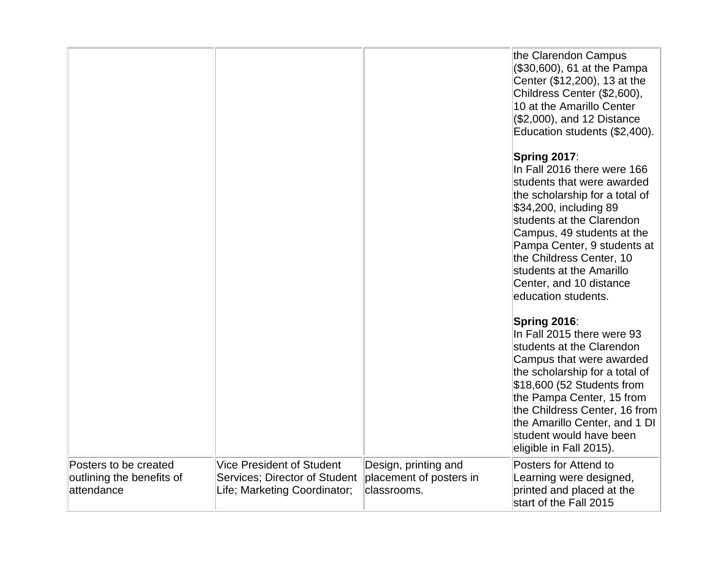|  |  |  | the Clarendon Campus ($30,600), 61 at the Pampa Center ($12,200), 13 at the Childress Center ($2,600), 10 at the Amarillo Center ($2,000), and 12 Distance Education students ($2,400).<br><br>**Spring 2017**:<br>In Fall 2016 there were 166 students that were awarded the scholarship for a total of $34,200, including 89 students at the Clarendon Campus, 49 students at the Pampa Center, 9 students at the Childress Center, 10 students at the Amarillo Center, and 10 distance education students.<br><br>**Spring 2016**:<br>In Fall 2015 there were 93 students at the Clarendon Campus that were awarded the scholarship for a total of $18,600 (52 Students from the Pampa Center, 15 from the Childress Center, 16 from the Amarillo Center, and 1 DI student would have been eligible in Fall 2015). |
|---|---|---|---|
| Posters to be created outlining the benefits of attendance | Vice President of Student Services; Director of Student Life; Marketing Coordinator; | Design, printing and placement of posters in classrooms. | Posters for Attend to Learning were designed, printed and placed at the start of the Fall 2015 |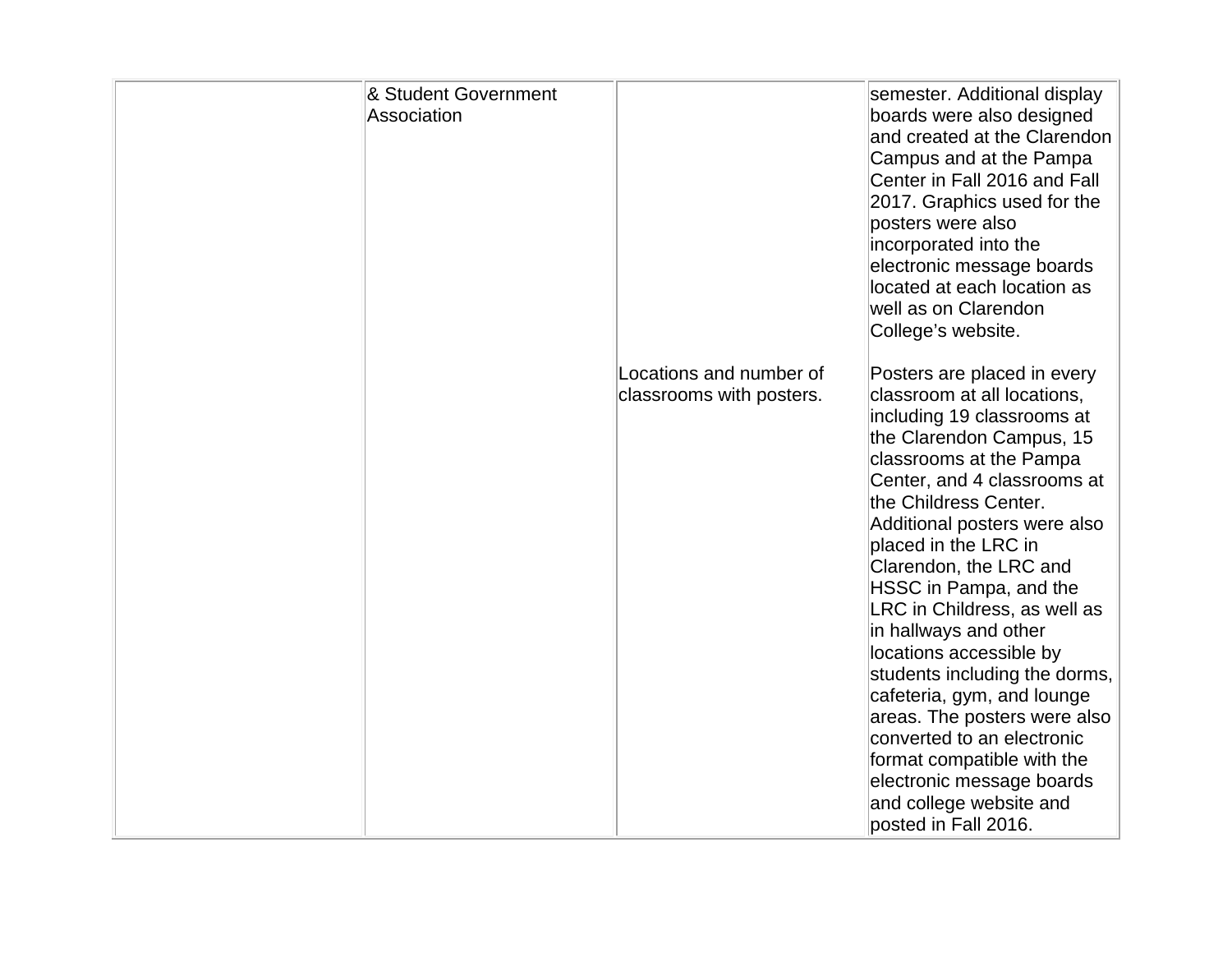| | | | |
|---|---|---|---|
| | & Student Government Association | | semester. Additional display boards were also designed and created at the Clarendon Campus and at the Pampa Center in Fall 2016 and Fall 2017. Graphics used for the posters were also incorporated into the electronic message boards located at each location as well as on Clarendon College's website. |
| | | Locations and number of classrooms with posters. | Posters are placed in every classroom at all locations, including 19 classrooms at the Clarendon Campus, 15 classrooms at the Pampa Center, and 4 classrooms at the Childress Center. Additional posters were also placed in the LRC in Clarendon, the LRC and HSSC in Pampa, and the LRC in Childress, as well as in hallways and other locations accessible by students including the dorms, cafeteria, gym, and lounge areas. The posters were also converted to an electronic format compatible with the electronic message boards and college website and posted in Fall 2016. |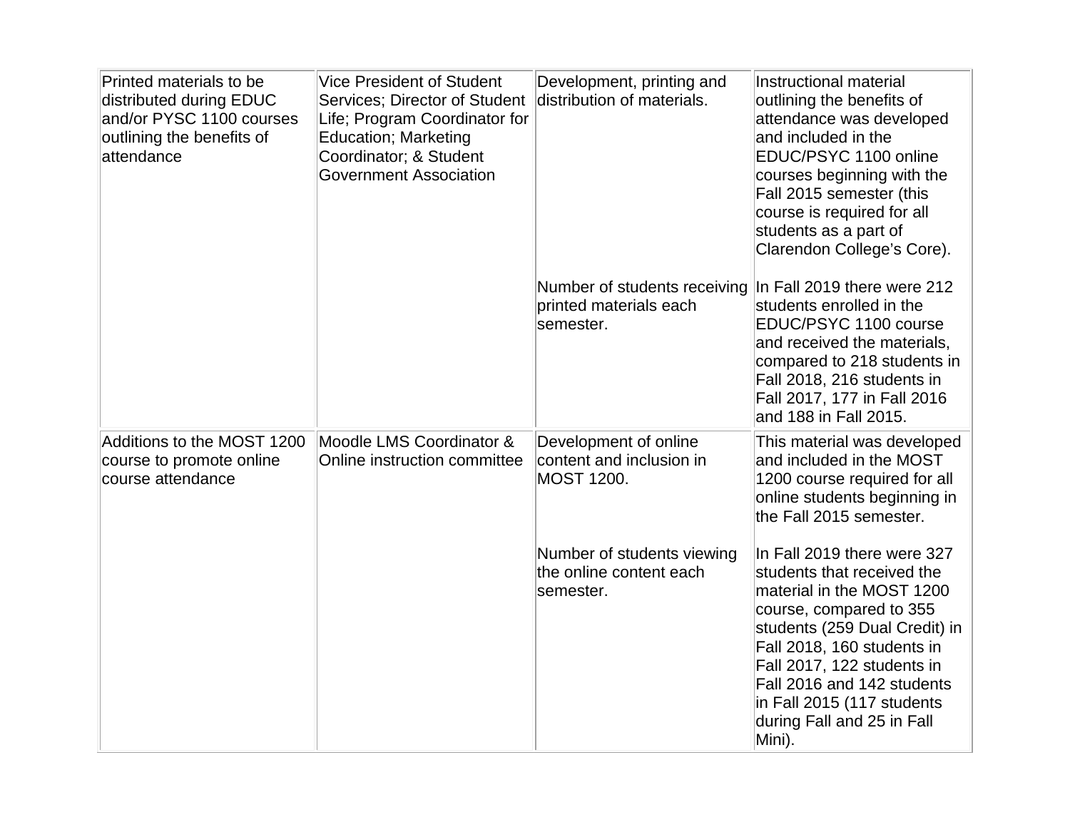| | | | |
|---|---|---|---|
| Printed materials to be distributed during EDUC and/or PYSC 1100 courses outlining the benefits of attendance | Vice President of Student Services; Director of Student Life; Program Coordinator for Education; Marketing Coordinator; & Student Government Association | Development, printing and distribution of materials. | Instructional material outlining the benefits of attendance was developed and included in the EDUC/PSYC 1100 online courses beginning with the Fall 2015 semester (this course is required for all students as a part of Clarendon College's Core). |
| | | Number of students receiving printed materials each semester. | In Fall 2019 there were 212 students enrolled in the EDUC/PSYC 1100 course and received the materials, compared to 218 students in Fall 2018, 216 students in Fall 2017, 177 in Fall 2016 and 188 in Fall 2015. |
| Additions to the MOST 1200 course to promote online course attendance | Moodle LMS Coordinator & Online instruction committee | Development of online content and inclusion in MOST 1200. | This material was developed and included in the MOST 1200 course required for all online students beginning in the Fall 2015 semester. |
| | | Number of students viewing the online content each semester. | In Fall 2019 there were 327 students that received the material in the MOST 1200 course, compared to 355 students (259 Dual Credit) in Fall 2018, 160 students in Fall 2017, 122 students in Fall 2016 and 142 students in Fall 2015 (117 students during Fall and 25 in Fall Mini). |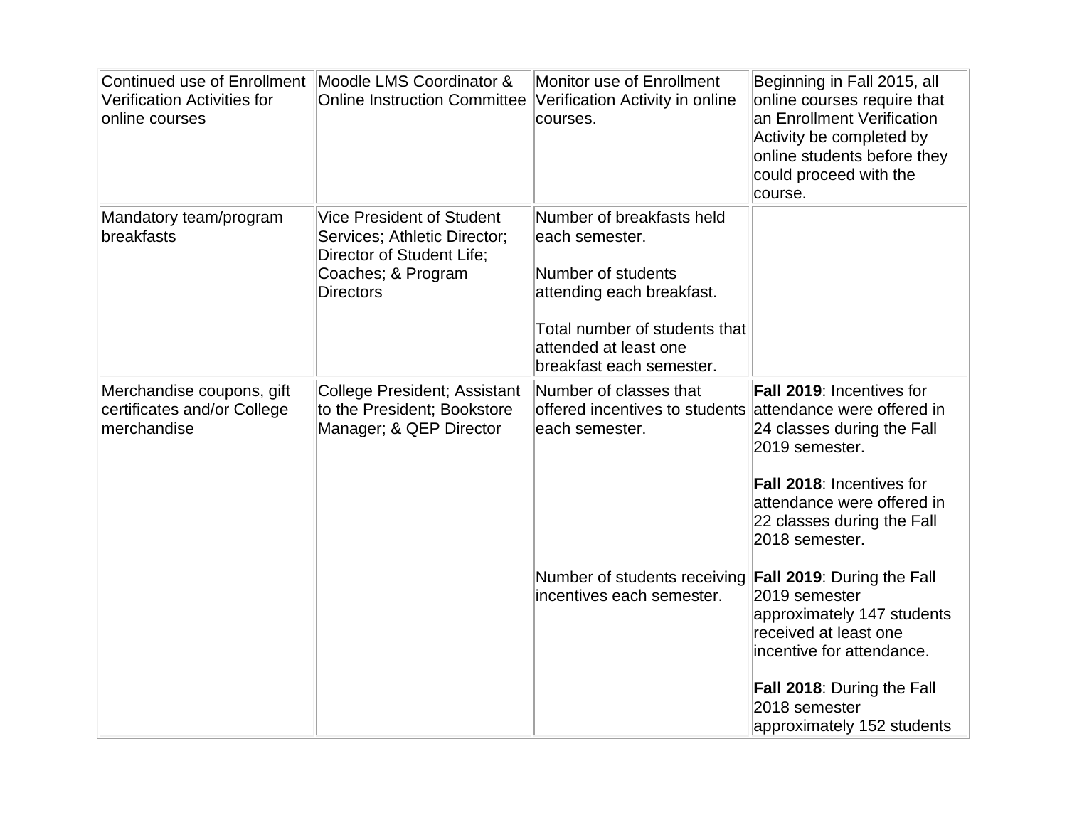| | | | |
|---|---|---|---|
| Continued use of Enrollment Verification Activities for online courses | Moodle LMS Coordinator & Online Instruction Committee | Monitor use of Enrollment Verification Activity in online courses. | Beginning in Fall 2015, all online courses require that an Enrollment Verification Activity be completed by online students before they could proceed with the course. |
| Mandatory team/program breakfasts | Vice President of Student Services; Athletic Director; Director of Student Life; Coaches; & Program Directors | Number of breakfasts held each semester.<br><br>Number of students attending each breakfast.<br><br>Total number of students that attended at least one breakfast each semester. | |
| Merchandise coupons, gift certificates and/or College merchandise | College President; Assistant to the President; Bookstore Manager; & QEP Director | Number of classes that offered incentives to students each semester. | **Fall 2019**: Incentives for attendance were offered in 24 classes during the Fall 2019 semester.<br><br>**Fall 2018**: Incentives for attendance were offered in 22 classes during the Fall 2018 semester. |
| | | Number of students receiving incentives each semester. | **Fall 2019**: During the Fall 2019 semester approximately 147 students received at least one incentive for attendance.<br><br>**Fall 2018**: During the Fall 2018 semester approximately 152 students |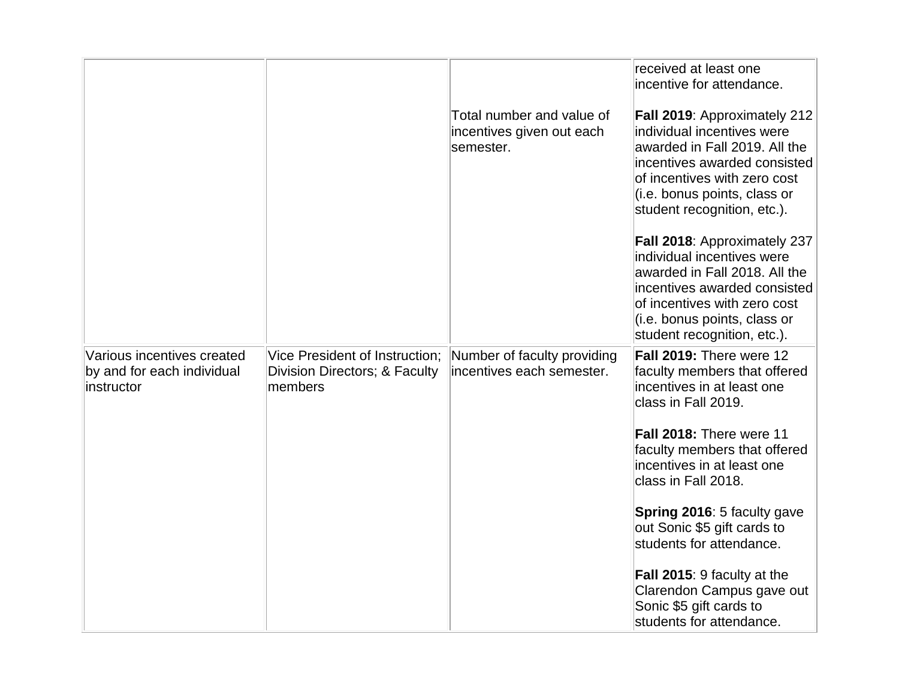| | | | |
|---|---|---|---|
| | | | received at least one incentive for attendance. |
| | | Total number and value of incentives given out each semester. | **Fall 2019**: Approximately 212 individual incentives were awarded in Fall 2019. All the incentives awarded consisted of incentives with zero cost (i.e. bonus points, class or student recognition, etc.).<br><br>**Fall 2018**: Approximately 237 individual incentives were awarded in Fall 2018. All the incentives awarded consisted of incentives with zero cost (i.e. bonus points, class or student recognition, etc.). |
| Various incentives created by and for each individual instructor | Vice President of Instruction; Division Directors; & Faculty members | Number of faculty providing incentives each semester. | **Fall 2019:** There were 12 faculty members that offered incentives in at least one class in Fall 2019.<br><br>**Fall 2018:** There were 11 faculty members that offered incentives in at least one class in Fall 2018.<br><br>**Spring 2016**: 5 faculty gave out Sonic $5 gift cards to students for attendance.<br><br>**Fall 2015**: 9 faculty at the Clarendon Campus gave out Sonic $5 gift cards to students for attendance. |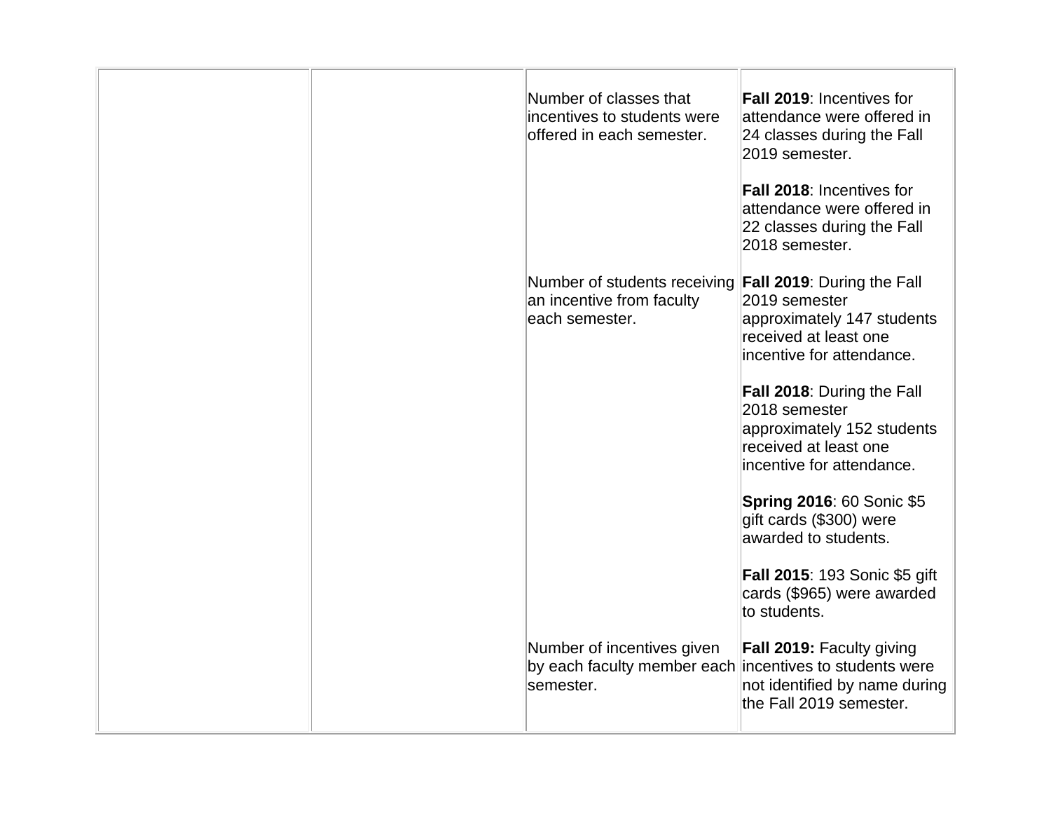| | | | |
|---|---|---|---|
| | | Number of classes that incentives to students were offered in each semester. | **Fall 2019**: Incentives for attendance were offered in 24 classes during the Fall 2019 semester.<br><br>**Fall 2018**: Incentives for attendance were offered in 22 classes during the Fall 2018 semester. |
| | | Number of students receiving an incentive from faculty each semester. | **Fall 2019**: During the Fall 2019 semester approximately 147 students received at least one incentive for attendance.<br><br>**Fall 2018**: During the Fall 2018 semester approximately 152 students received at least one incentive for attendance.<br><br>**Spring 2016**: 60 Sonic $5 gift cards ($300) were awarded to students.<br><br>**Fall 2015**: 193 Sonic $5 gift cards ($965) were awarded to students. |
| | | Number of incentives given by each faculty member each semester. | **Fall 2019:** Faculty giving incentives to students were not identified by name during the Fall 2019 semester. |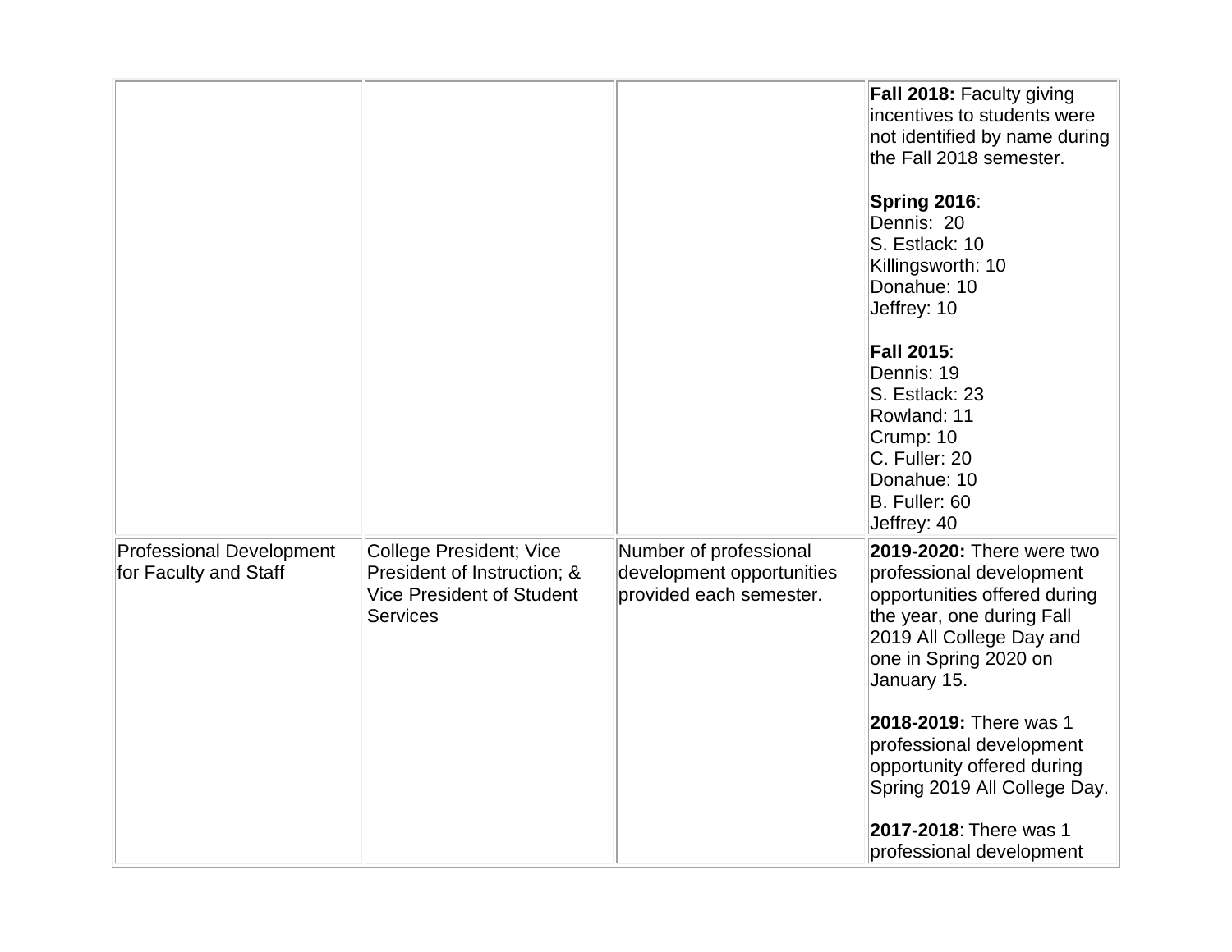| | | | |
|---|---|---|---|
| | | | **Fall 2018:** Faculty giving incentives to students were not identified by name during the Fall 2018 semester.<br><br>**Spring 2016**:<br>Dennis: 20<br>S. Estlack: 10<br>Killingsworth: 10<br>Donahue: 10<br>Jeffrey: 10<br><br>**Fall 2015**:<br>Dennis: 19<br>S. Estlack: 23<br>Rowland: 11<br>Crump: 10<br>C. Fuller: 20<br>Donahue: 10<br>B. Fuller: 60<br>Jeffrey: 40 |
| Professional Development for Faculty and Staff | College President; Vice President of Instruction; & Vice President of Student Services | Number of professional development opportunities provided each semester. | **2019-2020:** There were two professional development opportunities offered during the year, one during Fall 2019 All College Day and one in Spring 2020 on January 15.<br><br>**2018-2019:** There was 1 professional development opportunity offered during Spring 2019 All College Day.<br><br>**2017-2018**: There was 1 professional development |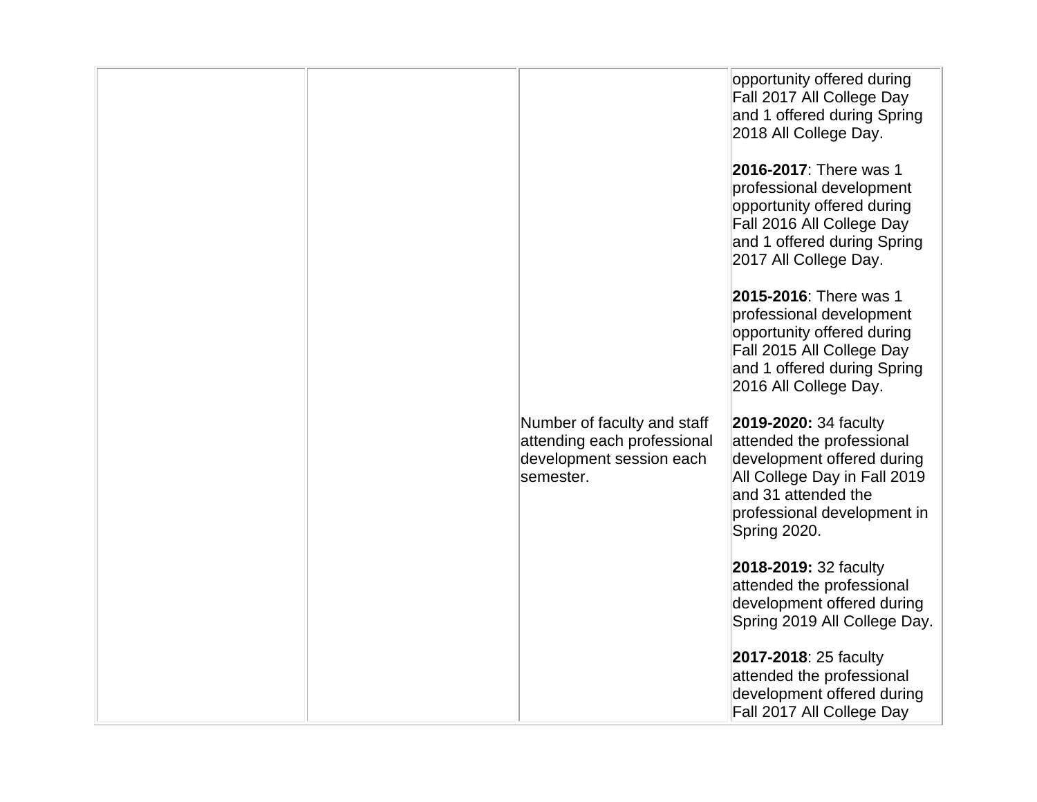| | | | |
|---|---|---|---|
| | | | opportunity offered during Fall 2017 All College Day and 1 offered during Spring 2018 All College Day.<br><br>**2016-2017**: There was 1 professional development opportunity offered during Fall 2016 All College Day and 1 offered during Spring 2017 All College Day.<br><br>**2015-2016**: There was 1 professional development opportunity offered during Fall 2015 All College Day and 1 offered during Spring 2016 All College Day. |
| | | Number of faculty and staff attending each professional development session each semester. | **2019-2020:** 34 faculty attended the professional development offered during All College Day in Fall 2019 and 31 attended the professional development in Spring 2020.<br><br>**2018-2019:** 32 faculty attended the professional development offered during Spring 2019 All College Day.<br><br>**2017-2018**: 25 faculty attended the professional development offered during Fall 2017 All College Day |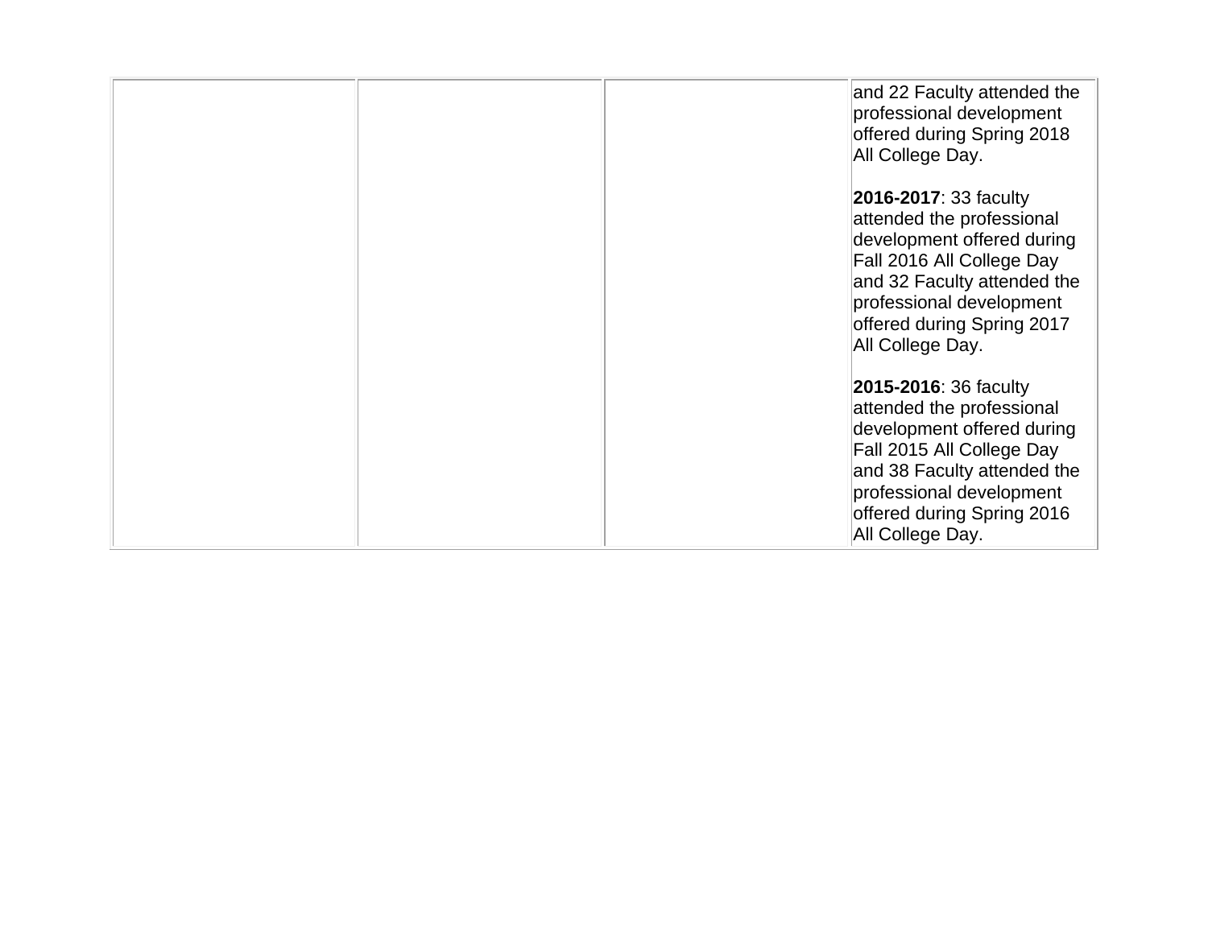| | | | |
|---|---|---|---|
| | | | and 22 Faculty attended the professional development offered during Spring 2018 All College Day.<br><br>**2016-2017**: 33 faculty attended the professional development offered during Fall 2016 All College Day and 32 Faculty attended the professional development offered during Spring 2017 All College Day.<br><br>**2015-2016**: 36 faculty attended the professional development offered during Fall 2015 All College Day and 38 Faculty attended the professional development offered during Spring 2016 All College Day. |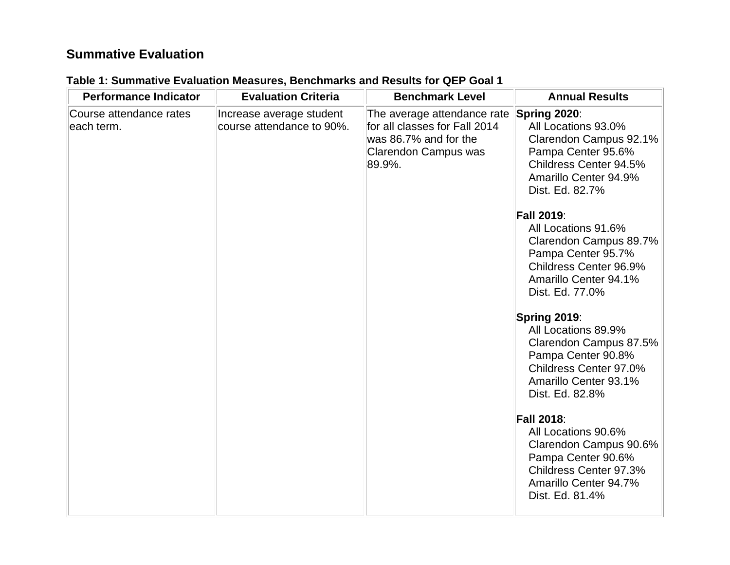## Summative Evaluation

**Table 1: Summative Evaluation Measures, Benchmarks and Results for QEP Goal 1**

| Performance Indicator | Evaluation Criteria | Benchmark Level | Annual Results |
|---|---|---|---|
| Course attendance rates each term. | Increase average student course attendance to 90%. | The average attendance rate for all classes for Fall 2014 was 86.7% and for the Clarendon Campus was 89.9%. | **Spring 2020**:<br>All Locations 93.0%<br>Clarendon Campus 92.1%<br>Pampa Center 95.6%<br>Childress Center 94.5%<br>Amarillo Center 94.9%<br>Dist. Ed. 82.7%<br><br>**Fall 2019**:<br>All Locations 91.6%<br>Clarendon Campus 89.7%<br>Pampa Center 95.7%<br>Childress Center 96.9%<br>Amarillo Center 94.1%<br>Dist. Ed. 77.0%<br><br>**Spring 2019**:<br>All Locations 89.9%<br>Clarendon Campus 87.5%<br>Pampa Center 90.8%<br>Childress Center 97.0%<br>Amarillo Center 93.1%<br>Dist. Ed. 82.8%<br><br>**Fall 2018**:<br>All Locations 90.6%<br>Clarendon Campus 90.6%<br>Pampa Center 90.6%<br>Childress Center 97.3%<br>Amarillo Center 94.7%<br>Dist. Ed. 81.4% |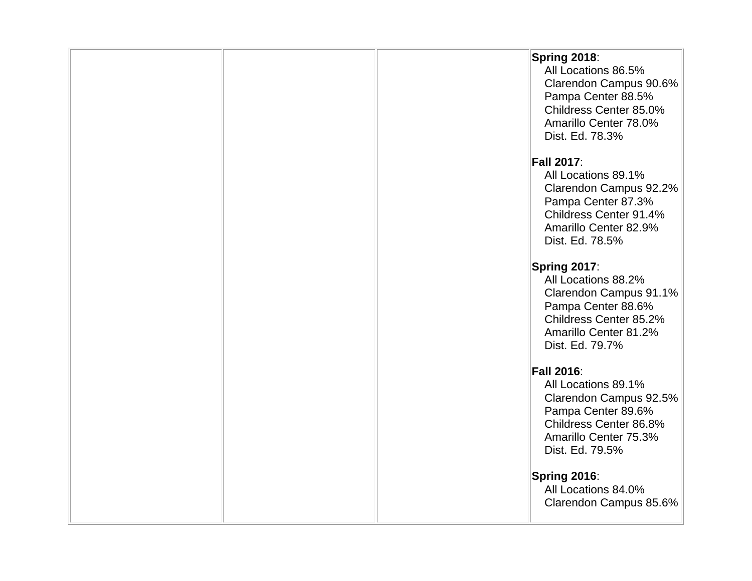|  |  |  | **Spring 2018**:<br>All Locations 86.5%<br>Clarendon Campus 90.6%<br>Pampa Center 88.5%<br>Childress Center 85.0%<br>Amarillo Center 78.0%<br>Dist. Ed. 78.3%<br><br>**Fall 2017**:<br>All Locations 89.1%<br>Clarendon Campus 92.2%<br>Pampa Center 87.3%<br>Childress Center 91.4%<br>Amarillo Center 82.9%<br>Dist. Ed. 78.5%<br><br>**Spring 2017**:<br>All Locations 88.2%<br>Clarendon Campus 91.1%<br>Pampa Center 88.6%<br>Childress Center 85.2%<br>Amarillo Center 81.2%<br>Dist. Ed. 79.7%<br><br>**Fall 2016**:<br>All Locations 89.1%<br>Clarendon Campus 92.5%<br>Pampa Center 89.6%<br>Childress Center 86.8%<br>Amarillo Center 75.3%<br>Dist. Ed. 79.5%<br><br>**Spring 2016**:<br>All Locations 84.0%<br>Clarendon Campus 85.6% |
|---|---|---|---|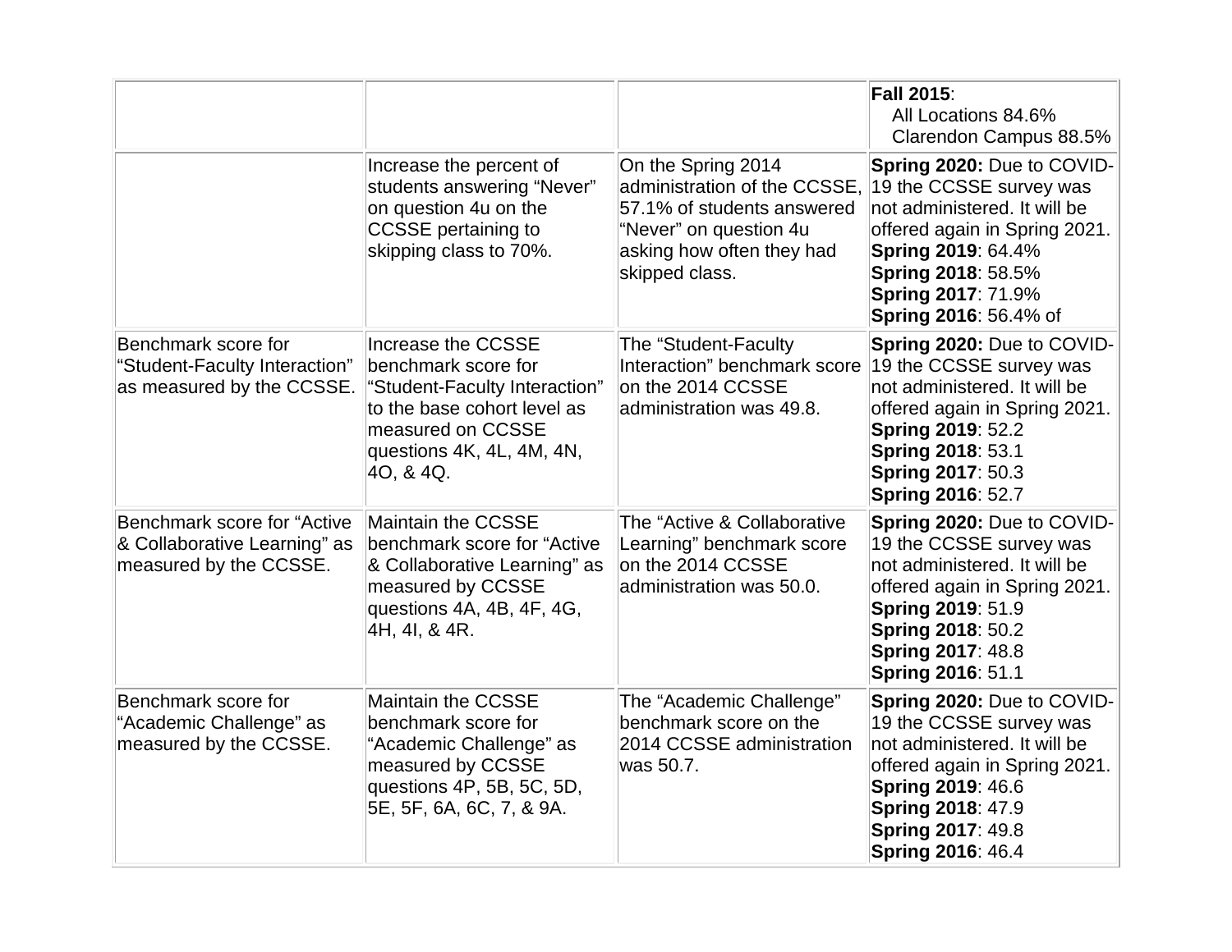| | | | |
|---|---|---|---|
| | | | **Fall 2015**:<br>All Locations 84.6%<br>Clarendon Campus 88.5% |
| | Increase the percent of students answering “Never” on question 4u on the CCSSE pertaining to skipping class to 70%. | On the Spring 2014 administration of the CCSSE, 57.1% of students answered “Never” on question 4u asking how often they had skipped class. | **Spring 2020:** Due to COVID-19 the CCSSE survey was not administered. It will be offered again in Spring 2021.<br>**Spring 2019**: 64.4%<br>**Spring 2018**: 58.5%<br>**Spring 2017**: 71.9%<br>**Spring 2016**: 56.4% of |
| Benchmark score for “Student-Faculty Interaction” as measured by the CCSSE. | Increase the CCSSE benchmark score for “Student-Faculty Interaction” to the base cohort level as measured on CCSSE questions 4K, 4L, 4M, 4N, 4O, & 4Q. | The “Student-Faculty Interaction” benchmark score on the 2014 CCSSE administration was 49.8. | **Spring 2020:** Due to COVID-19 the CCSSE survey was not administered. It will be offered again in Spring 2021.<br>**Spring 2019**: 52.2<br>**Spring 2018**: 53.1<br>**Spring 2017**: 50.3<br>**Spring 2016**: 52.7 |
| Benchmark score for “Active & Collaborative Learning” as measured by the CCSSE. | Maintain the CCSSE benchmark score for “Active & Collaborative Learning” as measured by CCSSE questions 4A, 4B, 4F, 4G, 4H, 4I, & 4R. | The “Active & Collaborative Learning” benchmark score on the 2014 CCSSE administration was 50.0. | **Spring 2020:** Due to COVID-19 the CCSSE survey was not administered. It will be offered again in Spring 2021.<br>**Spring 2019**: 51.9<br>**Spring 2018**: 50.2<br>**Spring 2017**: 48.8<br>**Spring 2016**: 51.1 |
| Benchmark score for “Academic Challenge” as measured by the CCSSE. | Maintain the CCSSE benchmark score for “Academic Challenge” as measured by CCSSE questions 4P, 5B, 5C, 5D, 5E, 5F, 6A, 6C, 7, & 9A. | The “Academic Challenge” benchmark score on the 2014 CCSSE administration was 50.7. | **Spring 2020:** Due to COVID-19 the CCSSE survey was not administered. It will be offered again in Spring 2021.<br>**Spring 2019**: 46.6<br>**Spring 2018**: 47.9<br>**Spring 2017**: 49.8<br>**Spring 2016**: 46.4 |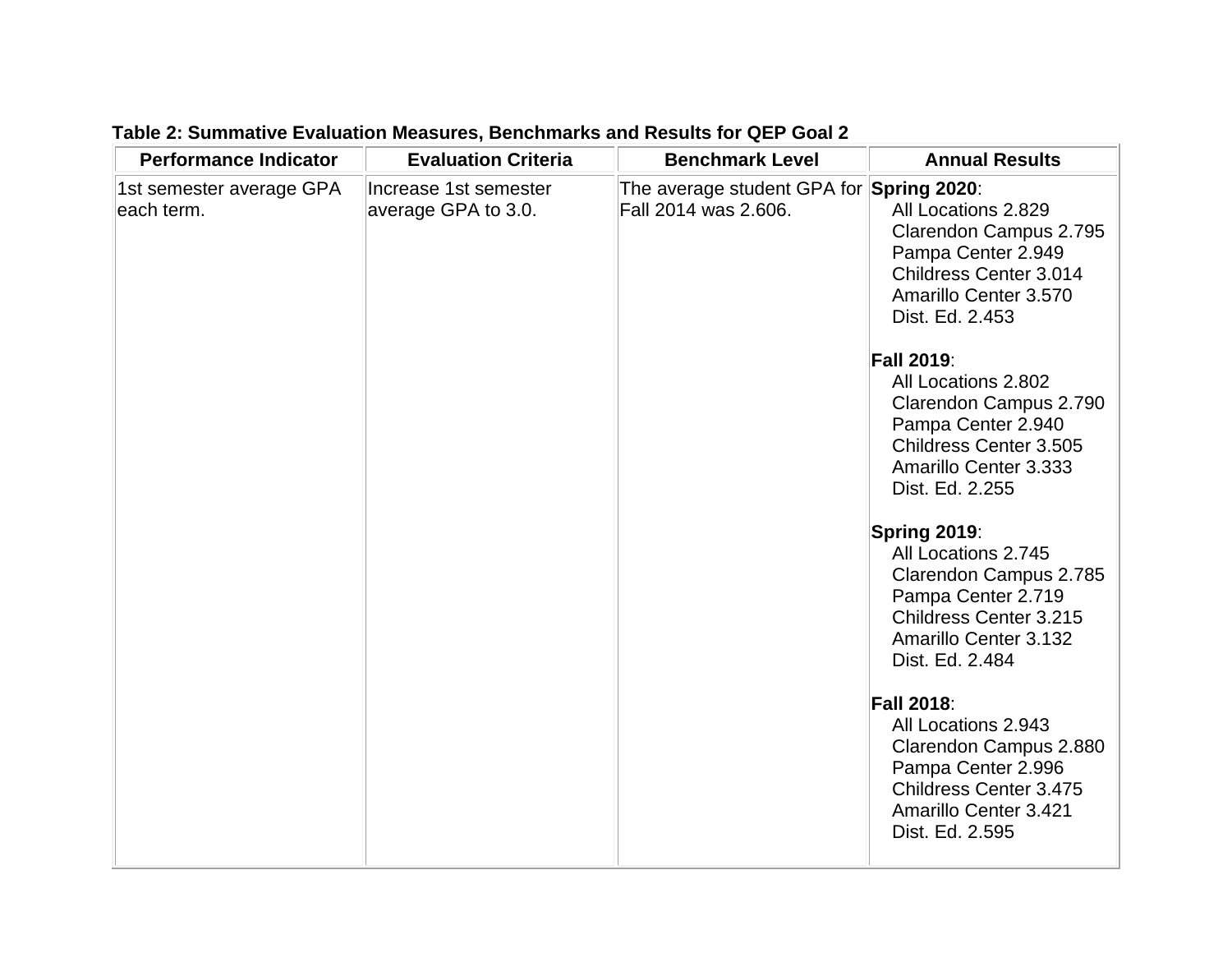**Table 2: Summative Evaluation Measures, Benchmarks and Results for QEP Goal 2**

| Performance Indicator | Evaluation Criteria | Benchmark Level | Annual Results |
|---|---|---|---|
| 1st semester average GPA each term. | Increase 1st semester average GPA to 3.0. | The average student GPA for Fall 2014 was 2.606. | **Spring 2020**:<br>All Locations 2.829<br>Clarendon Campus 2.795<br>Pampa Center 2.949<br>Childress Center 3.014<br>Amarillo Center 3.570<br>Dist. Ed. 2.453<br><br>**Fall 2019**:<br>All Locations 2.802<br>Clarendon Campus 2.790<br>Pampa Center 2.940<br>Childress Center 3.505<br>Amarillo Center 3.333<br>Dist. Ed. 2.255<br><br>**Spring 2019**:<br>All Locations 2.745<br>Clarendon Campus 2.785<br>Pampa Center 2.719<br>Childress Center 3.215<br>Amarillo Center 3.132<br>Dist. Ed. 2.484<br><br>**Fall 2018**:<br>All Locations 2.943<br>Clarendon Campus 2.880<br>Pampa Center 2.996<br>Childress Center 3.475<br>Amarillo Center 3.421<br>Dist. Ed. 2.595 |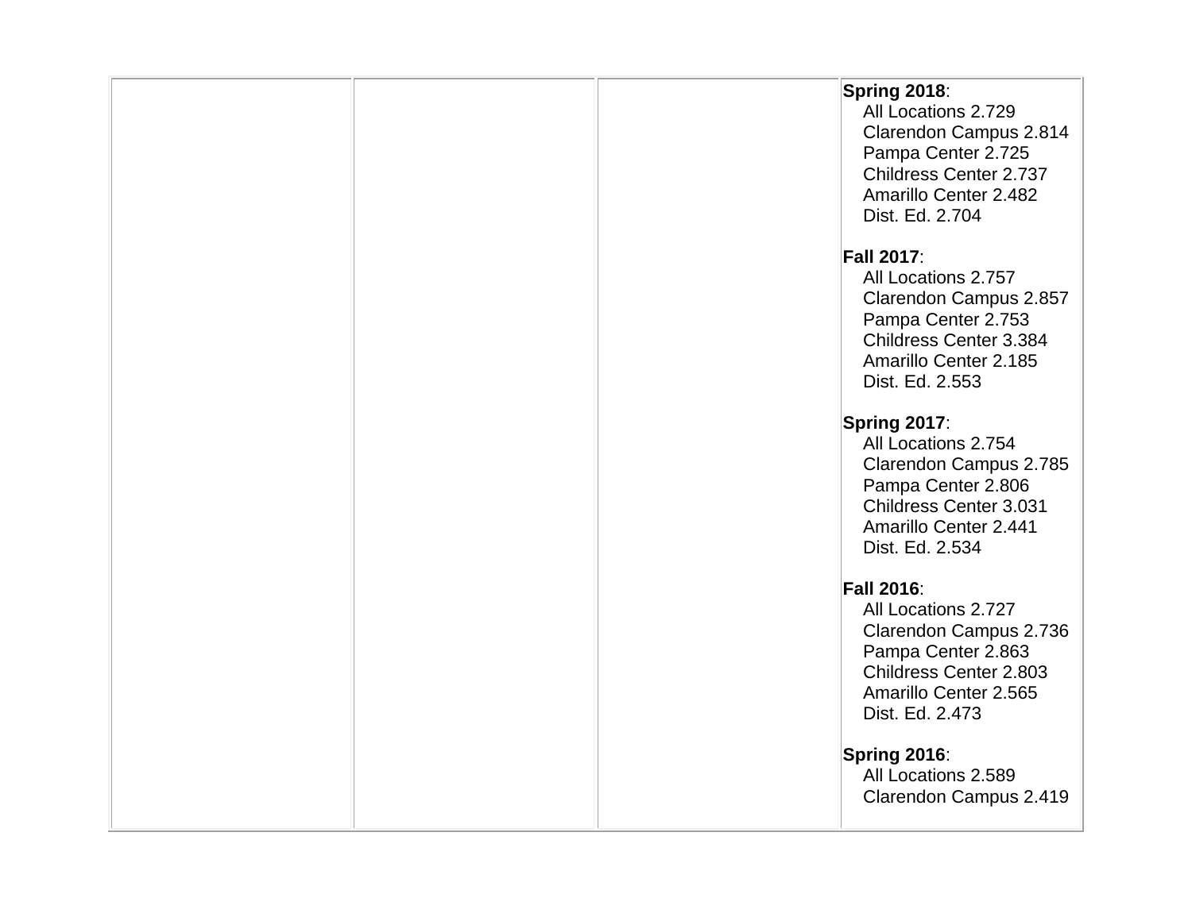|  |  |  | **Spring 2018**:<br>All Locations 2.729<br>Clarendon Campus 2.814<br>Pampa Center 2.725<br>Childress Center 2.737<br>Amarillo Center 2.482<br>Dist. Ed. 2.704<br><br>**Fall 2017**:<br>All Locations 2.757<br>Clarendon Campus 2.857<br>Pampa Center 2.753<br>Childress Center 3.384<br>Amarillo Center 2.185<br>Dist. Ed. 2.553<br><br>**Spring 2017**:<br>All Locations 2.754<br>Clarendon Campus 2.785<br>Pampa Center 2.806<br>Childress Center 3.031<br>Amarillo Center 2.441<br>Dist. Ed. 2.534<br><br>**Fall 2016**:<br>All Locations 2.727<br>Clarendon Campus 2.736<br>Pampa Center 2.863<br>Childress Center 2.803<br>Amarillo Center 2.565<br>Dist. Ed. 2.473<br><br>**Spring 2016**:<br>All Locations 2.589<br>Clarendon Campus 2.419 |
|---|---|---|---|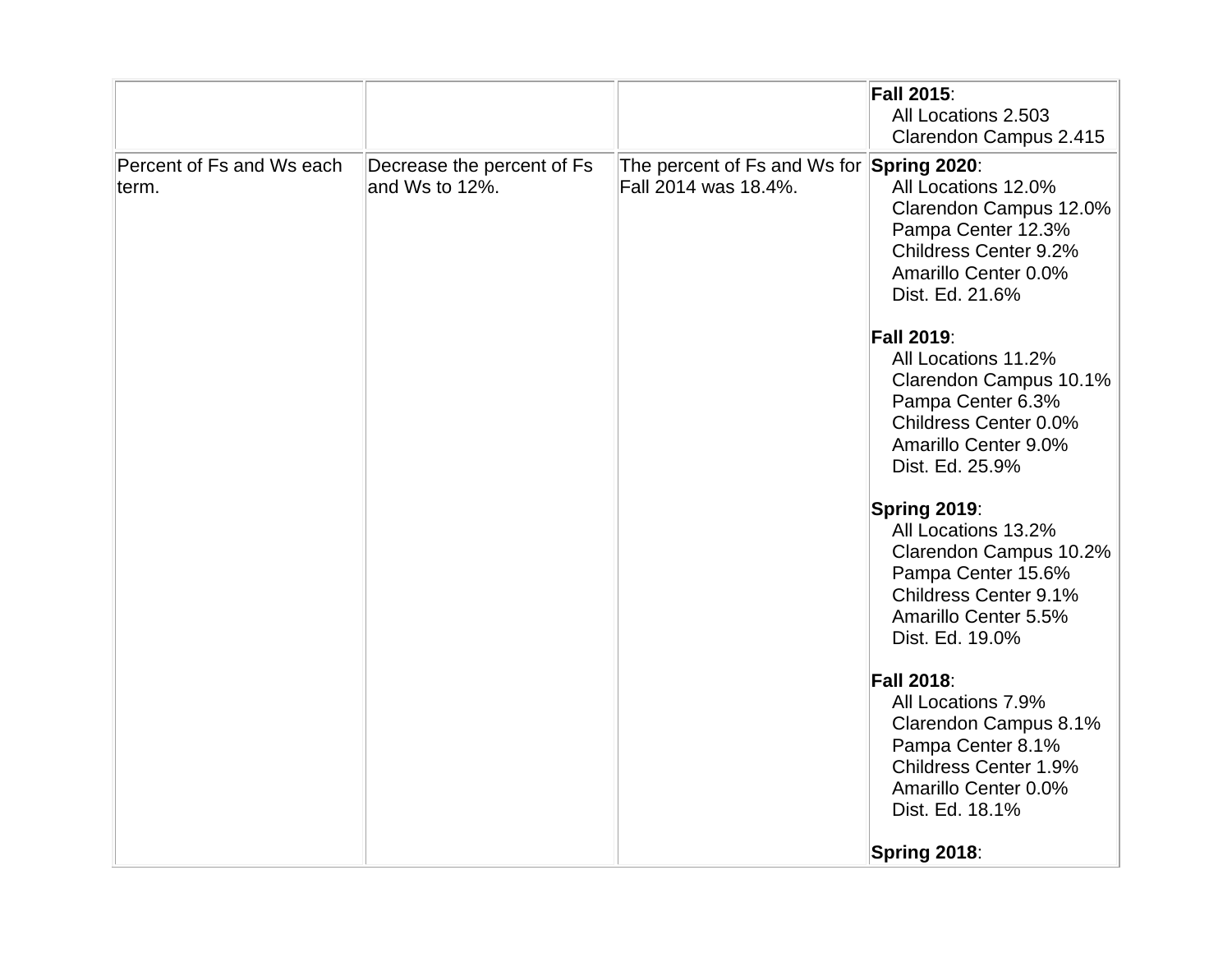| | | | |
|---|---|---|---|
| | | | **Fall 2015**:<br>All Locations 2.503<br>Clarendon Campus 2.415 |
| Percent of Fs and Ws each term. | Decrease the percent of Fs and Ws to 12%. | The percent of Fs and Ws for Fall 2014 was 18.4%. | **Spring 2020**:<br>All Locations 12.0%<br>Clarendon Campus 12.0%<br>Pampa Center 12.3%<br>Childress Center 9.2%<br>Amarillo Center 0.0%<br>Dist. Ed. 21.6%<br><br>**Fall 2019**:<br>All Locations 11.2%<br>Clarendon Campus 10.1%<br>Pampa Center 6.3%<br>Childress Center 0.0%<br>Amarillo Center 9.0%<br>Dist. Ed. 25.9%<br><br>**Spring 2019**:<br>All Locations 13.2%<br>Clarendon Campus 10.2%<br>Pampa Center 15.6%<br>Childress Center 9.1%<br>Amarillo Center 5.5%<br>Dist. Ed. 19.0%<br><br>**Fall 2018**:<br>All Locations 7.9%<br>Clarendon Campus 8.1%<br>Pampa Center 8.1%<br>Childress Center 1.9%<br>Amarillo Center 0.0%<br>Dist. Ed. 18.1%<br><br>**Spring 2018**: |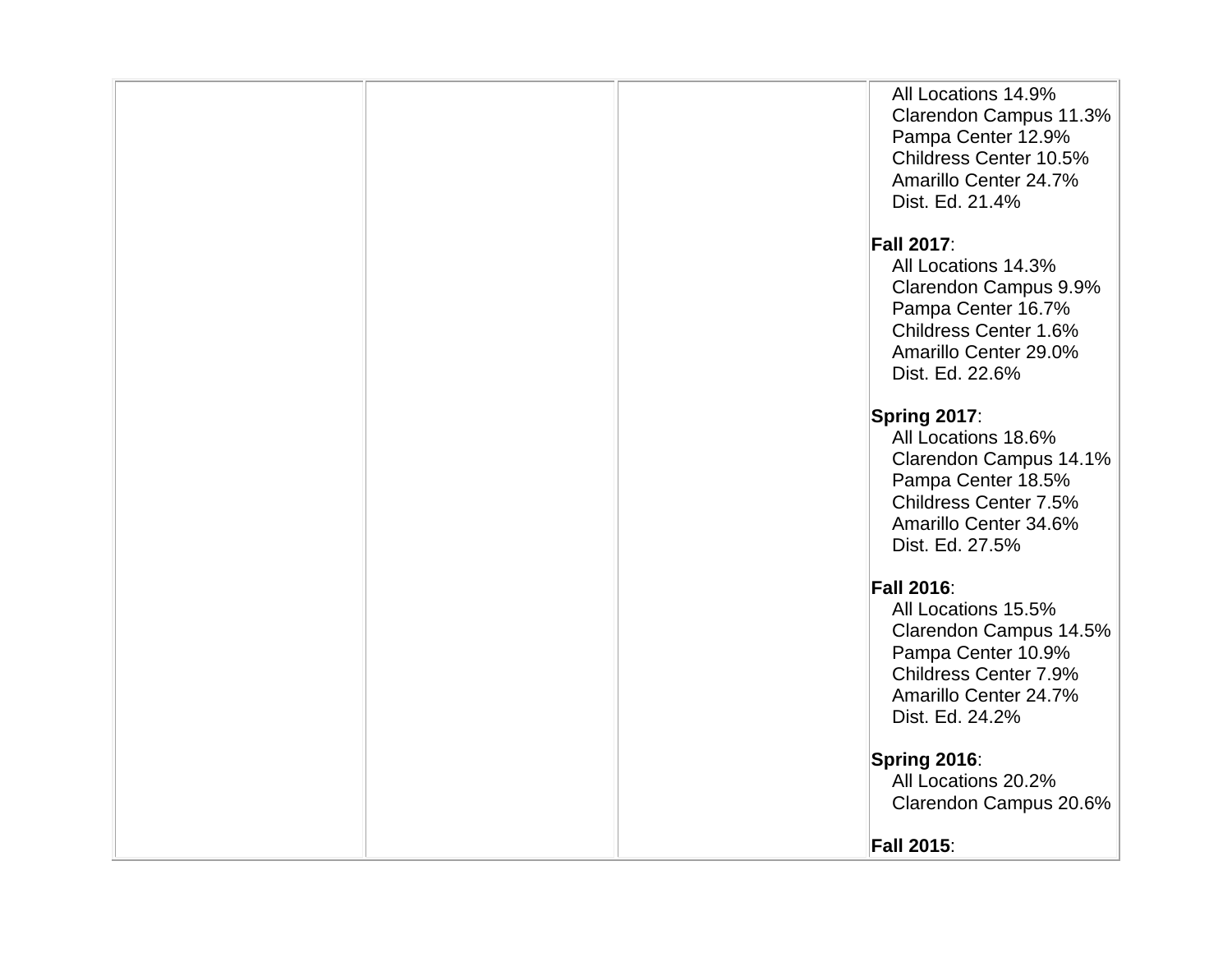|  |  |  | All Locations 14.9%<br>Clarendon Campus 11.3%<br>Pampa Center 12.9%<br>Childress Center 10.5%<br>Amarillo Center 24.7%<br>Dist. Ed. 21.4%<br><br>**Fall 2017**:<br>All Locations 14.3%<br>Clarendon Campus 9.9%<br>Pampa Center 16.7%<br>Childress Center 1.6%<br>Amarillo Center 29.0%<br>Dist. Ed. 22.6%<br><br>**Spring 2017**:<br>All Locations 18.6%<br>Clarendon Campus 14.1%<br>Pampa Center 18.5%<br>Childress Center 7.5%<br>Amarillo Center 34.6%<br>Dist. Ed. 27.5%<br><br>**Fall 2016**:<br>All Locations 15.5%<br>Clarendon Campus 14.5%<br>Pampa Center 10.9%<br>Childress Center 7.9%<br>Amarillo Center 24.7%<br>Dist. Ed. 24.2%<br><br>**Spring 2016**:<br>All Locations 20.2%<br>Clarendon Campus 20.6%<br><br>**Fall 2015**: |
|---|---|---|---|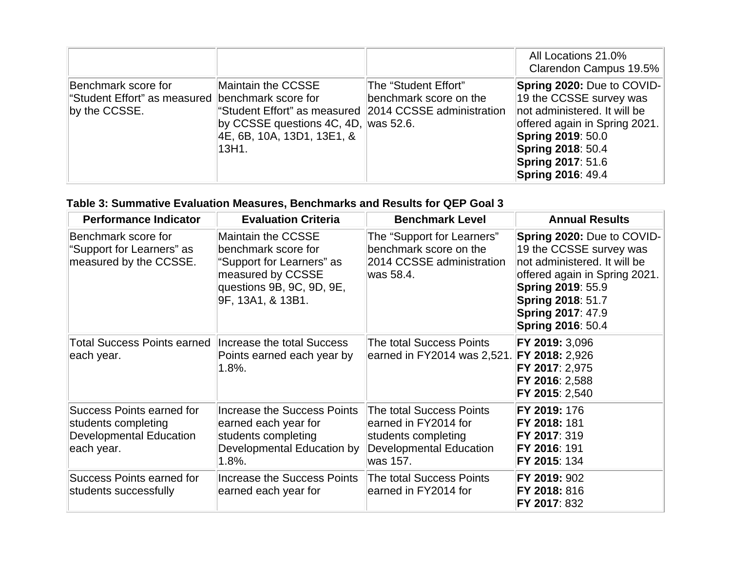| | | | |
|---|---|---|---|
| | | | All Locations 21.0%<br>Clarendon Campus 19.5% |
| Benchmark score for "Student Effort" as measured by the CCSSE. | Maintain the CCSSE benchmark score for "Student Effort" as measured by CCSSE questions 4C, 4D, 4E, 6B, 10A, 13D1, 13E1, & 13H1. | The "Student Effort" benchmark score on the 2014 CCSSE administration was 52.6. | **Spring 2020:** Due to COVID-19 the CCSSE survey was not administered. It will be offered again in Spring 2021.<br>**Spring 2019**: 50.0<br>**Spring 2018**: 50.4<br>**Spring 2017**: 51.6<br>**Spring 2016**: 49.4 |

**Table 3: Summative Evaluation Measures, Benchmarks and Results for QEP Goal 3**

| Performance Indicator | Evaluation Criteria | Benchmark Level | Annual Results |
|---|---|---|---|
| Benchmark score for "Support for Learners" as measured by the CCSSE. | Maintain the CCSSE benchmark score for "Support for Learners" as measured by CCSSE questions 9B, 9C, 9D, 9E, 9F, 13A1, & 13B1. | The "Support for Learners" benchmark score on the 2014 CCSSE administration was 58.4. | **Spring 2020:** Due to COVID-19 the CCSSE survey was not administered. It will be offered again in Spring 2021.<br>**Spring 2019**: 55.9<br>**Spring 2018**: 51.7<br>**Spring 2017**: 47.9<br>**Spring 2016**: 50.4 |
| Total Success Points earned each year. | Increase the total Success Points earned each year by 1.8%. | The total Success Points earned in FY2014 was 2,521. | **FY 2019:** 3,096<br>**FY 2018:** 2,926<br>**FY 2017**: 2,975<br>**FY 2016**: 2,588<br>**FY 2015**: 2,540 |
| Success Points earned for students completing Developmental Education each year. | Increase the Success Points earned each year for students completing Developmental Education by 1.8%. | The total Success Points earned in FY2014 for students completing Developmental Education was 157. | **FY 2019:** 176<br>**FY 2018:** 181<br>**FY 2017**: 319<br>**FY 2016**: 191<br>**FY 2015**: 134 |
| Success Points earned for students successfully | Increase the Success Points earned each year for | The total Success Points earned in FY2014 for | **FY 2019:** 902<br>**FY 2018:** 816<br>**FY 2017**: 832 |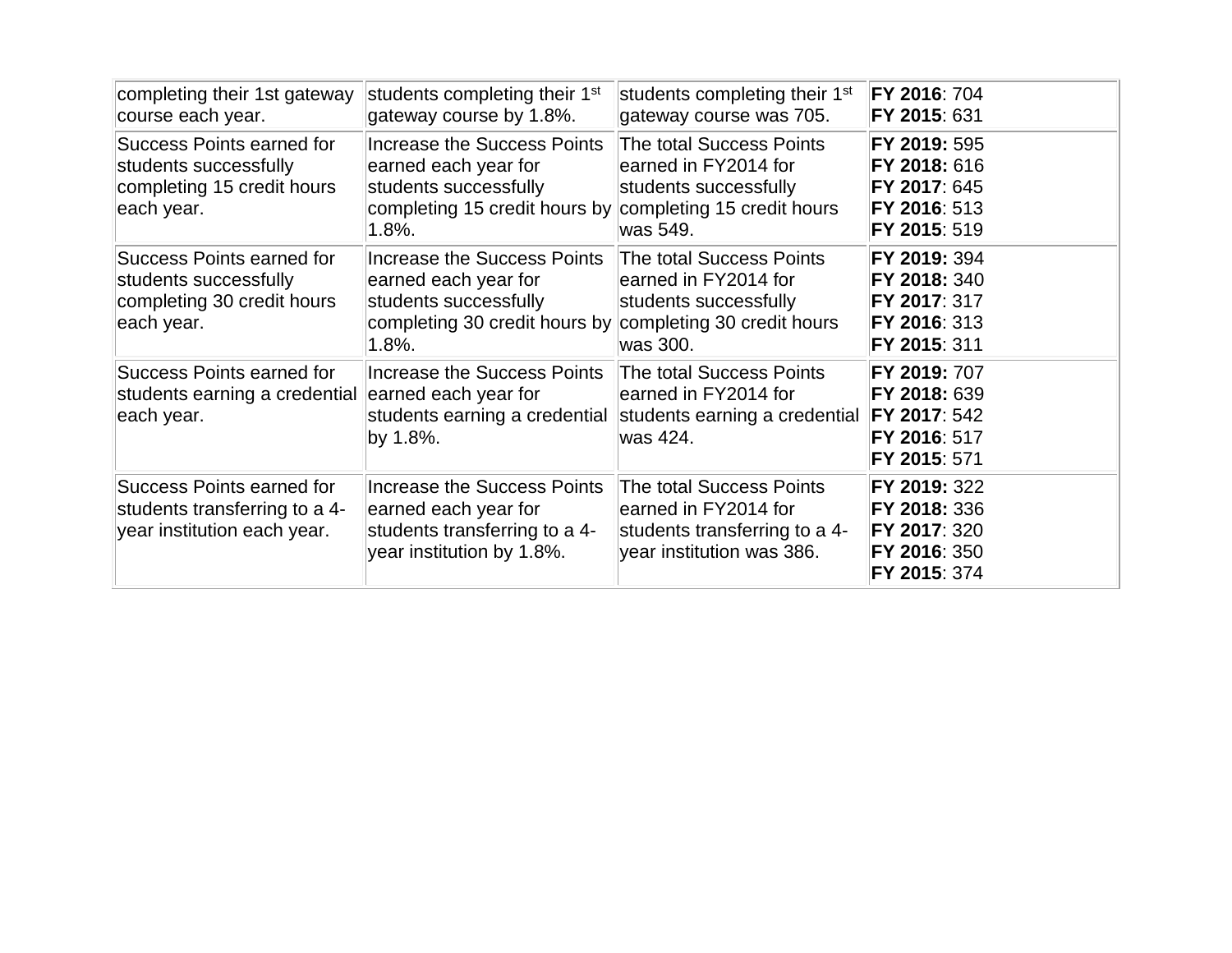| completing their 1st gateway course each year. | students completing their 1st gateway course by 1.8%. | students completing their 1st gateway course was 705. | **FY 2016**: 704<br>**FY 2015**: 631 |
|---|---|---|---|
| Success Points earned for students successfully completing 15 credit hours each year. | Increase the Success Points earned each year for students successfully completing 15 credit hours by 1.8%. | The total Success Points earned in FY2014 for students successfully completing 15 credit hours was 549. | **FY 2019:** 595<br>**FY 2018:** 616<br>**FY 2017**: 645<br>**FY 2016**: 513<br>**FY 2015**: 519 |
| Success Points earned for students successfully completing 30 credit hours each year. | Increase the Success Points earned each year for students successfully completing 30 credit hours by 1.8%. | The total Success Points earned in FY2014 for students successfully completing 30 credit hours was 300. | **FY 2019:** 394<br>**FY 2018:** 340<br>**FY 2017**: 317<br>**FY 2016**: 313<br>**FY 2015**: 311 |
| Success Points earned for students earning a credential each year. | Increase the Success Points earned each year for students earning a credential by 1.8%. | The total Success Points earned in FY2014 for students earning a credential was 424. | **FY 2019:** 707<br>**FY 2018:** 639<br>**FY 2017**: 542<br>**FY 2016**: 517<br>**FY 2015**: 571 |
| Success Points earned for students transferring to a 4-year institution each year. | Increase the Success Points earned each year for students transferring to a 4-year institution by 1.8%. | The total Success Points earned in FY2014 for students transferring to a 4-year institution was 386. | **FY 2019:** 322<br>**FY 2018:** 336<br>**FY 2017**: 320<br>**FY 2016**: 350<br>**FY 2015**: 374 |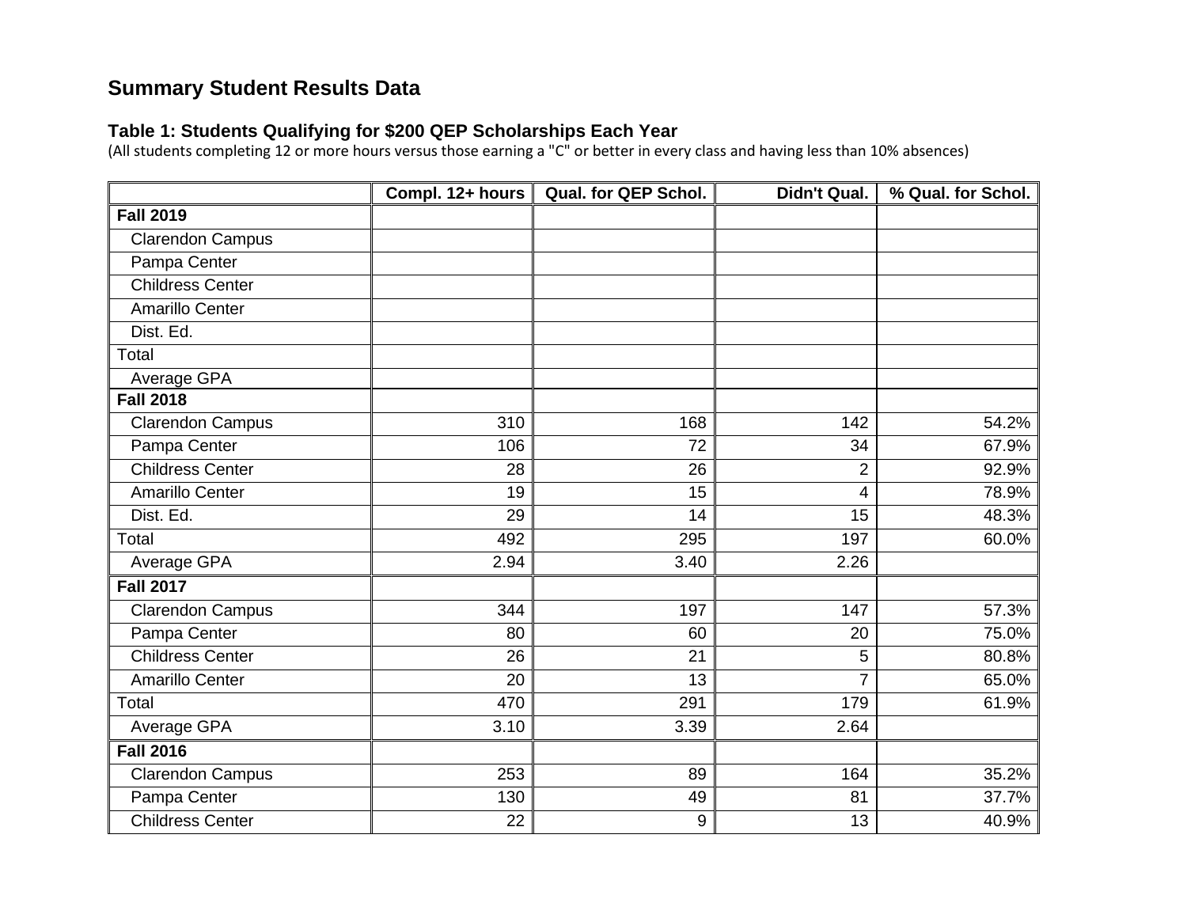## Summary Student Results Data

### Table 1: Students Qualifying for $200 QEP Scholarships Each Year

(All students completing 12 or more hours versus those earning a "C" or better in every class and having less than 10% absences)

| | Compl. 12+ hours | Qual. for QEP Schol. | Didn't Qual. | % Qual. for Schol. |
|---|---|---|---|---|
| **Fall 2019** | | | | |
| Clarendon Campus | | | | |
| Pampa Center | | | | |
| Childress Center | | | | |
| Amarillo Center | | | | |
| Dist. Ed. | | | | |
| Total | | | | |
| Average GPA | | | | |
| **Fall 2018** | | | | |
| Clarendon Campus | 310 | 168 | 142 | 54.2% |
| Pampa Center | 106 | 72 | 34 | 67.9% |
| Childress Center | 28 | 26 | 2 | 92.9% |
| Amarillo Center | 19 | 15 | 4 | 78.9% |
| Dist. Ed. | 29 | 14 | 15 | 48.3% |
| Total | 492 | 295 | 197 | 60.0% |
| Average GPA | 2.94 | 3.40 | 2.26 | |
| **Fall 2017** | | | | |
| Clarendon Campus | 344 | 197 | 147 | 57.3% |
| Pampa Center | 80 | 60 | 20 | 75.0% |
| Childress Center | 26 | 21 | 5 | 80.8% |
| Amarillo Center | 20 | 13 | 7 | 65.0% |
| Total | 470 | 291 | 179 | 61.9% |
| Average GPA | 3.10 | 3.39 | 2.64 | |
| **Fall 2016** | | | | |
| Clarendon Campus | 253 | 89 | 164 | 35.2% |
| Pampa Center | 130 | 49 | 81 | 37.7% |
| Childress Center | 22 | 9 | 13 | 40.9% |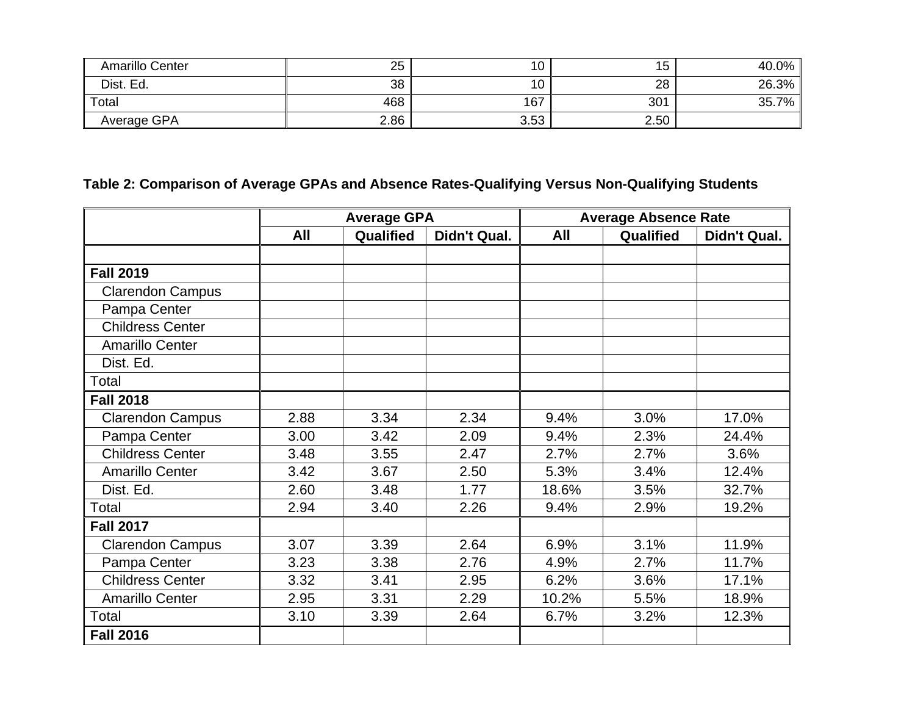| | | | | |
|---|---|---|---|---|
| Amarillo Center | 25 | 10 | 15 | 40.0% |
| Dist. Ed. | 38 | 10 | 28 | 26.3% |
| Total | 468 | 167 | 301 | 35.7% |
| Average GPA | 2.86 | 3.53 | 2.50 | |

**Table 2: Comparison of Average GPAs and Absence Rates-Qualifying Versus Non-Qualifying Students**

| | Average GPA | | | Average Absence Rate | | |
|---|---|---|---|---|---|---|
| | All | Qualified | Didn't Qual. | All | Qualified | Didn't Qual. |
| | | | | | | |
| **Fall 2019** | | | | | | |
| Clarendon Campus | | | | | | |
| Pampa Center | | | | | | |
| Childress Center | | | | | | |
| Amarillo Center | | | | | | |
| Dist. Ed. | | | | | | |
| Total | | | | | | |
| **Fall 2018** | | | | | | |
| Clarendon Campus | 2.88 | 3.34 | 2.34 | 9.4% | 3.0% | 17.0% |
| Pampa Center | 3.00 | 3.42 | 2.09 | 9.4% | 2.3% | 24.4% |
| Childress Center | 3.48 | 3.55 | 2.47 | 2.7% | 2.7% | 3.6% |
| Amarillo Center | 3.42 | 3.67 | 2.50 | 5.3% | 3.4% | 12.4% |
| Dist. Ed. | 2.60 | 3.48 | 1.77 | 18.6% | 3.5% | 32.7% |
| Total | 2.94 | 3.40 | 2.26 | 9.4% | 2.9% | 19.2% |
| **Fall 2017** | | | | | | |
| Clarendon Campus | 3.07 | 3.39 | 2.64 | 6.9% | 3.1% | 11.9% |
| Pampa Center | 3.23 | 3.38 | 2.76 | 4.9% | 2.7% | 11.7% |
| Childress Center | 3.32 | 3.41 | 2.95 | 6.2% | 3.6% | 17.1% |
| Amarillo Center | 2.95 | 3.31 | 2.29 | 10.2% | 5.5% | 18.9% |
| Total | 3.10 | 3.39 | 2.64 | 6.7% | 3.2% | 12.3% |
| **Fall 2016** | | | | | | |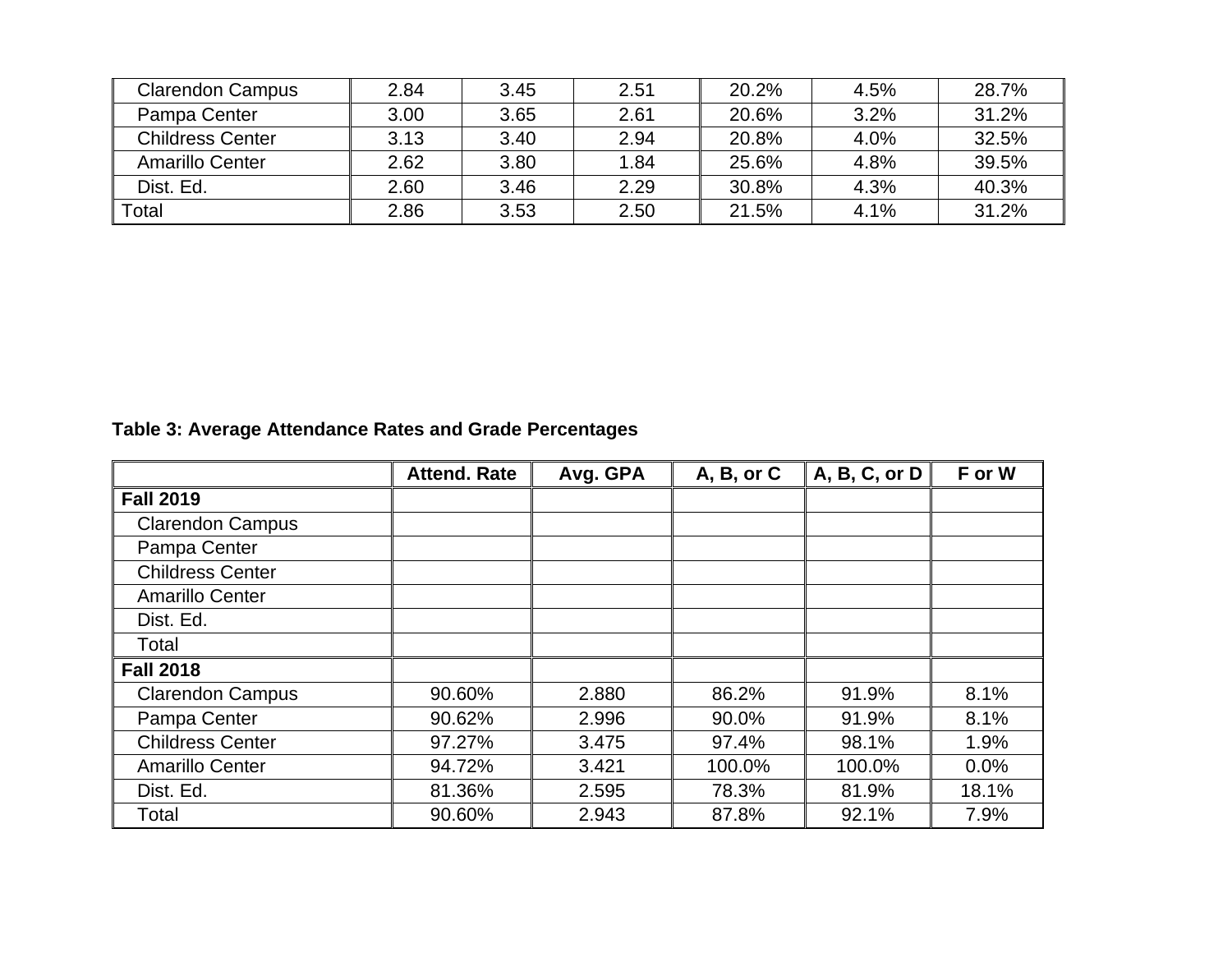| | | | | | | |
|---|---|---|---|---|---|---|
| Clarendon Campus | 2.84 | 3.45 | 2.51 | 20.2% | 4.5% | 28.7% |
| Pampa Center | 3.00 | 3.65 | 2.61 | 20.6% | 3.2% | 31.2% |
| Childress Center | 3.13 | 3.40 | 2.94 | 20.8% | 4.0% | 32.5% |
| Amarillo Center | 2.62 | 3.80 | 1.84 | 25.6% | 4.8% | 39.5% |
| Dist. Ed. | 2.60 | 3.46 | 2.29 | 30.8% | 4.3% | 40.3% |
| Total | 2.86 | 3.53 | 2.50 | 21.5% | 4.1% | 31.2% |

**Table 3: Average Attendance Rates and Grade Percentages**

| | Attend. Rate | Avg. GPA | A, B, or C | A, B, C, or D | F or W |
|---|---|---|---|---|---|
| **Fall 2019** | | | | | |
| Clarendon Campus | | | | | |
| Pampa Center | | | | | |
| Childress Center | | | | | |
| Amarillo Center | | | | | |
| Dist. Ed. | | | | | |
| Total | | | | | |
| **Fall 2018** | | | | | |
| Clarendon Campus | 90.60% | 2.880 | 86.2% | 91.9% | 8.1% |
| Pampa Center | 90.62% | 2.996 | 90.0% | 91.9% | 8.1% |
| Childress Center | 97.27% | 3.475 | 97.4% | 98.1% | 1.9% |
| Amarillo Center | 94.72% | 3.421 | 100.0% | 100.0% | 0.0% |
| Dist. Ed. | 81.36% | 2.595 | 78.3% | 81.9% | 18.1% |
| Total | 90.60% | 2.943 | 87.8% | 92.1% | 7.9% |